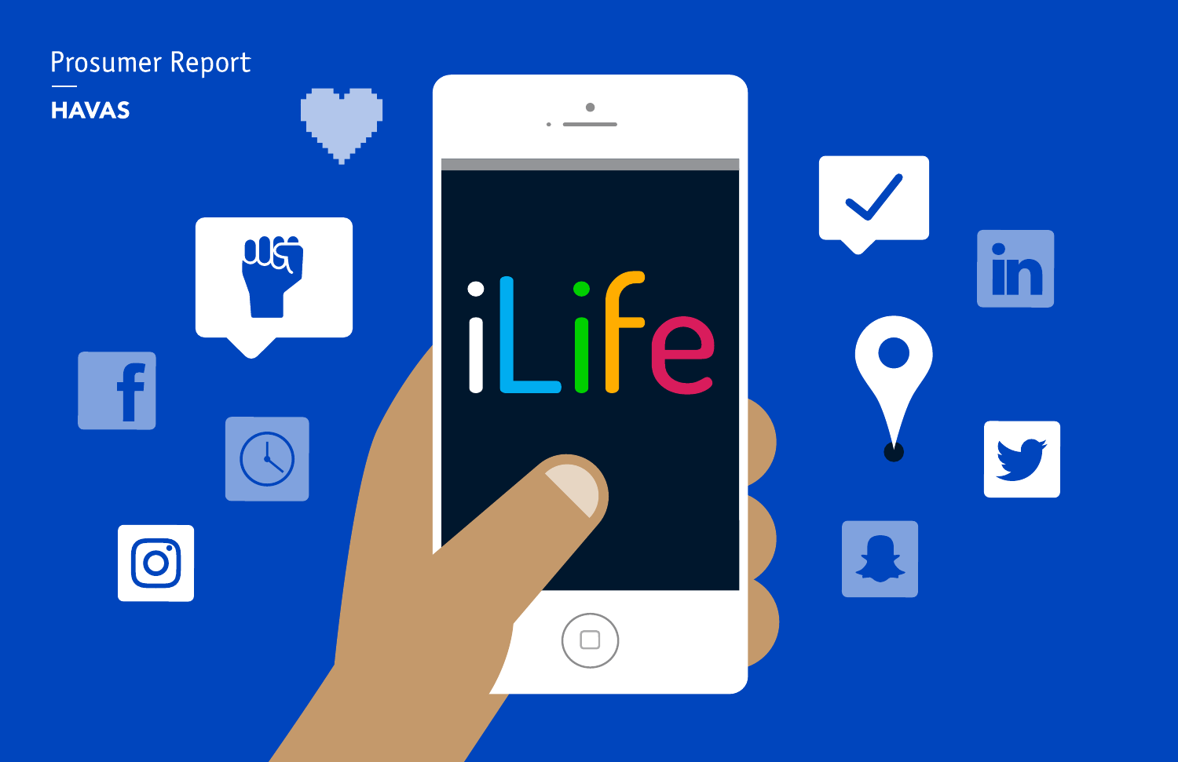Prosumer Report

**HAVAS**

# iLife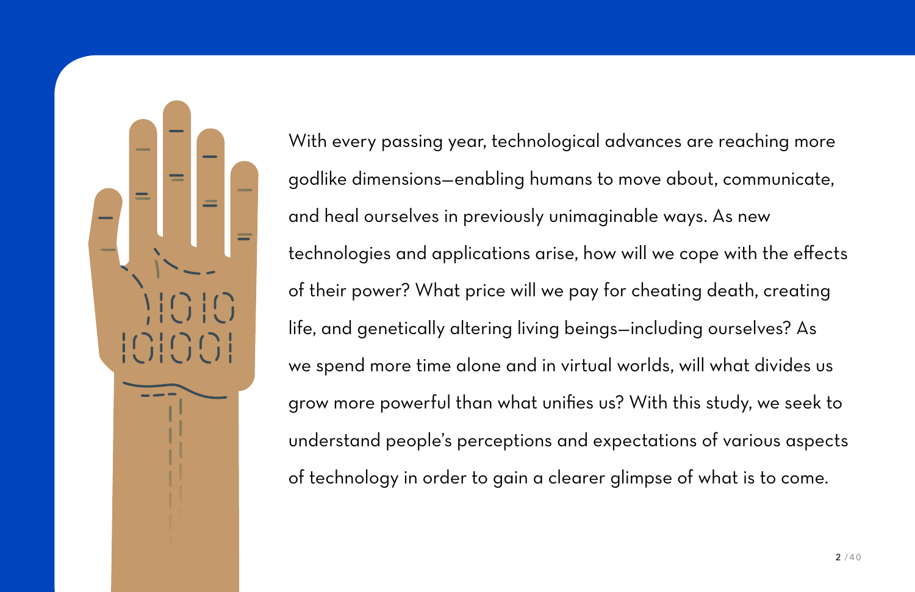With every passing year, technological advances are reaching more godlike dimensions—enabling humans to move about, communicate, and heal ourselves in previously unimaginable ways. As new technologies and applications arise, how will we cope with the effects of their power? What price will we pay for cheating death, creating life, and genetically altering living beings—including ourselves? As we spend more time alone and in virtual worlds, will what divides us grow more powerful than what unifies us? With this study, we seek to understand people's perceptions and expectations of various aspects of technology in order to gain a clearer glimpse of what is to come.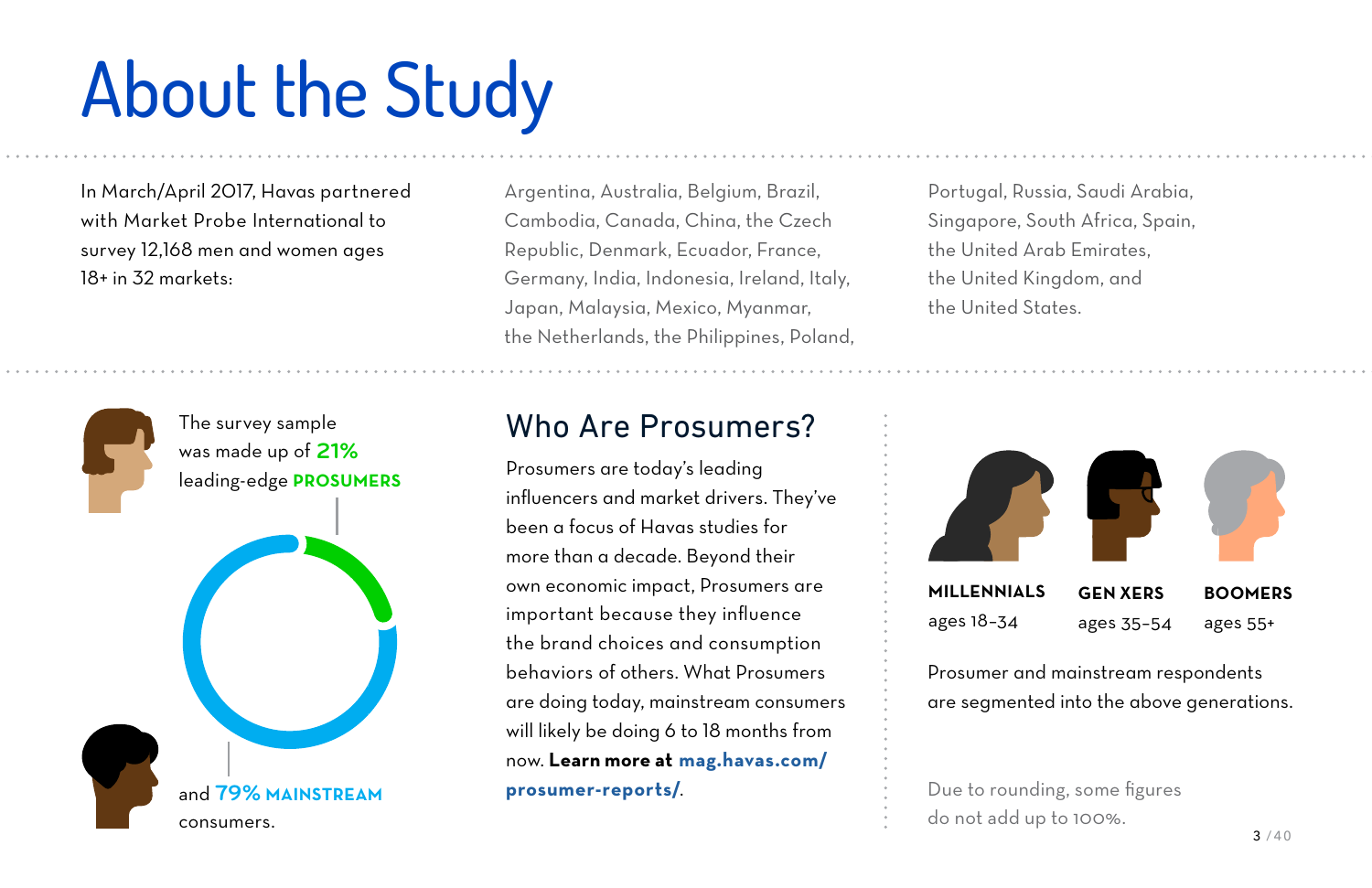# About the Study

In March/April 2017, Havas partnered with Market Probe International to survey 12,168 men and women ages 18+ in 32 markets:

Argentina, Australia, Belgium, Brazil, Cambodia, Canada, China, the Czech Republic, Denmark, Ecuador, France, Germany, India, Indonesia, Ireland, Italy, Japan, Malaysia, Mexico, Myanmar, the Netherlands, the Philippines, Poland, Portugal, Russia, Saudi Arabia, Singapore, South Africa, Spain, the United Arab Emirates, the United Kingdom, and the United States.

The survey sample was made up of **21%** leading-edge **PROSUMERS**

and **79% MAINSTREAM** consumers.

## Who Are Prosumers?

Prosumers are today's leading influencers and market drivers. They've been a focus of Havas studies for more than a decade. Beyond their own economic impact, Prosumers are important because they influence the brand choices and consumption behaviors of others. What Prosumers are doing today, mainstream consumers will likely be doing 6 to 18 months from now. **Learn more at mag.havas.com/prosumer-reports/**.

**MILLENNIALS** ages 18–34

**GEN XERS** ages 35–54

**BOOMERS** ages 55+

Prosumer and mainstream respondents are segmented into the above generations.

Due to rounding, some figures do not add up to 100%.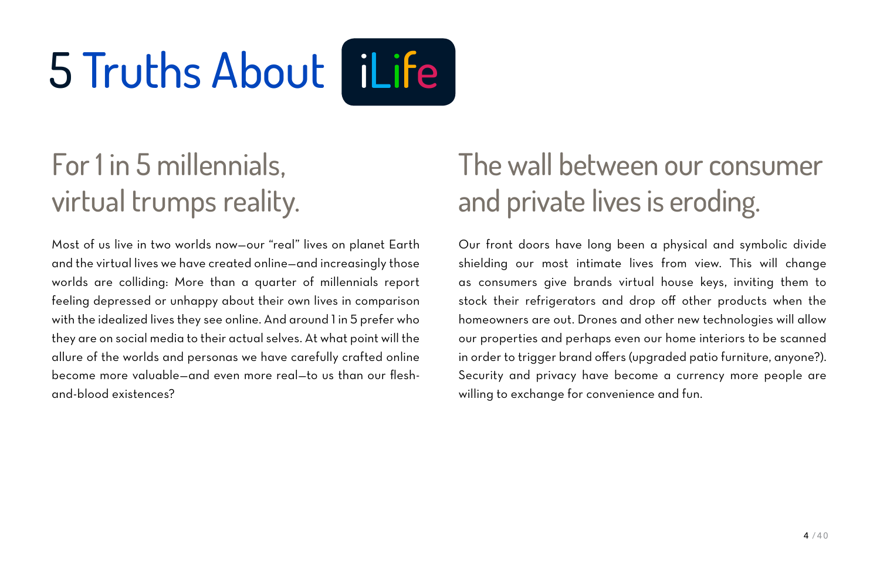# 5 Truths About iLife

## For 1 in 5 millennials, virtual trumps reality.

Most of us live in two worlds now—our "real" lives on planet Earth and the virtual lives we have created online—and increasingly those worlds are colliding: More than a quarter of millennials report feeling depressed or unhappy about their own lives in comparison with the idealized lives they see online. And around 1 in 5 prefer who they are on social media to their actual selves. At what point will the allure of the worlds and personas we have carefully crafted online become more valuable—and even more real—to us than our flesh-and-blood existences?

## The wall between our consumer and private lives is eroding.

Our front doors have long been a physical and symbolic divide shielding our most intimate lives from view. This will change as consumers give brands virtual house keys, inviting them to stock their refrigerators and drop off other products when the homeowners are out. Drones and other new technologies will allow our properties and perhaps even our home interiors to be scanned in order to trigger brand offers (upgraded patio furniture, anyone?). Security and privacy have become a currency more people are willing to exchange for convenience and fun.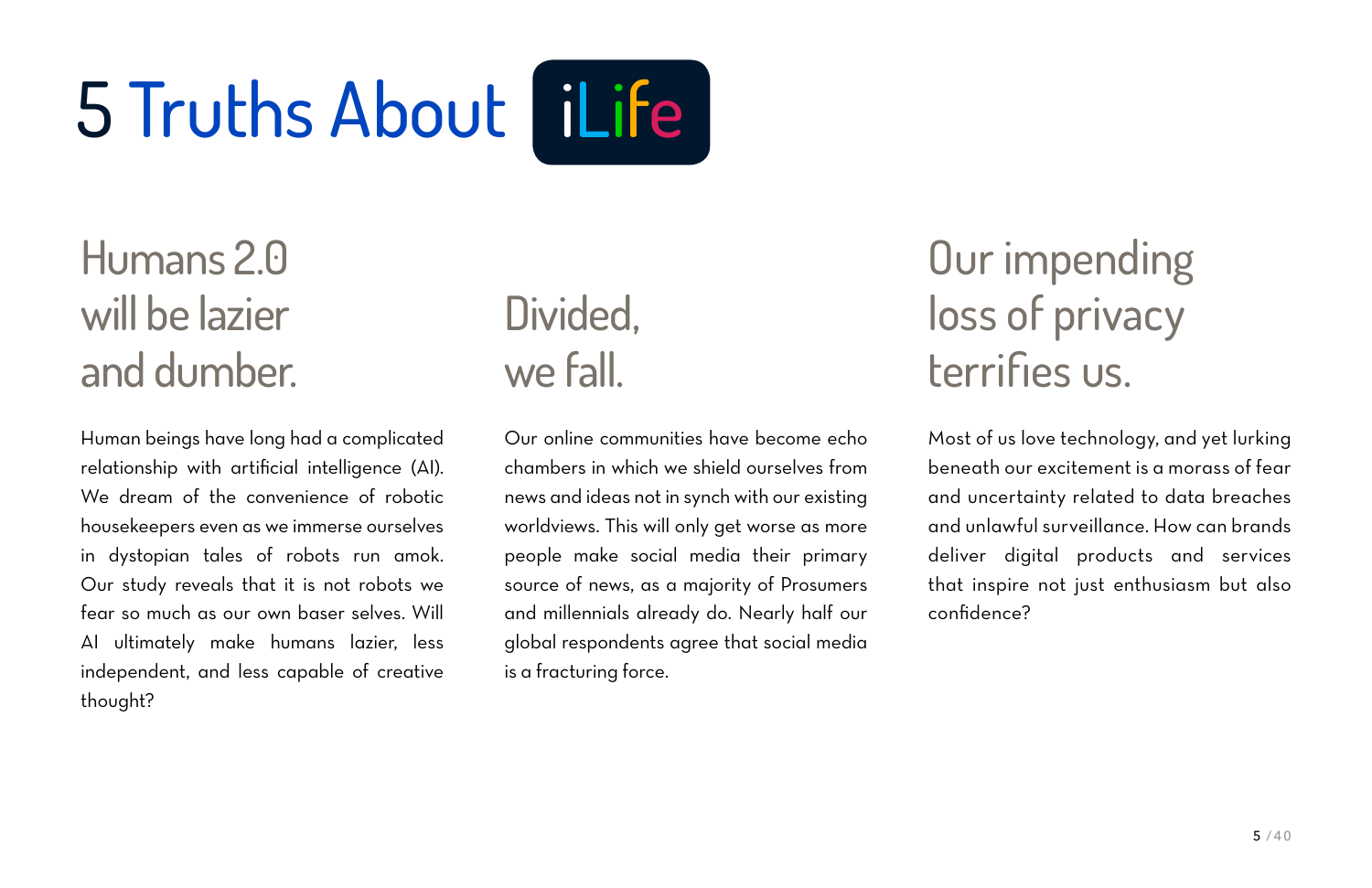# 5 Truths About iLife

## Humans 2.0 will be lazier and dumber.

Human beings have long had a complicated relationship with artificial intelligence (AI). We dream of the convenience of robotic housekeepers even as we immerse ourselves in dystopian tales of robots run amok. Our study reveals that it is not robots we fear so much as our own baser selves. Will AI ultimately make humans lazier, less independent, and less capable of creative thought?

## Divided, we fall.

Our online communities have become echo chambers in which we shield ourselves from news and ideas not in synch with our existing worldviews. This will only get worse as more people make social media their primary source of news, as a majority of Prosumers and millennials already do. Nearly half our global respondents agree that social media is a fracturing force.

## Our impending loss of privacy terrifies us.

Most of us love technology, and yet lurking beneath our excitement is a morass of fear and uncertainty related to data breaches and unlawful surveillance. How can brands deliver digital products and services that inspire not just enthusiasm but also confidence?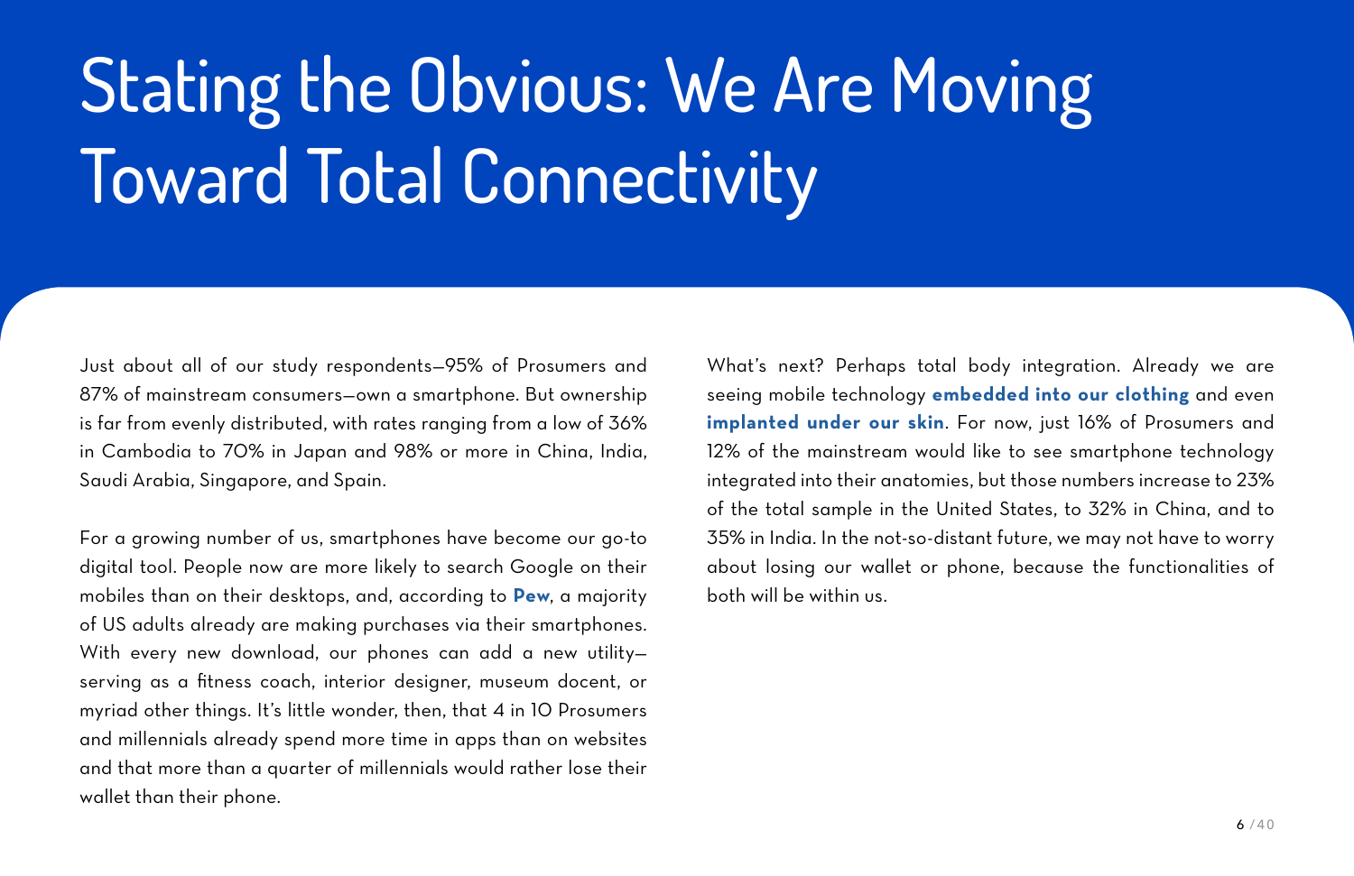# Stating the Obvious: We Are Moving Toward Total Connectivity

Just about all of our study respondents—95% of Prosumers and 87% of mainstream consumers—own a smartphone. But ownership is far from evenly distributed, with rates ranging from a low of 36% in Cambodia to 70% in Japan and 98% or more in China, India, Saudi Arabia, Singapore, and Spain.

For a growing number of us, smartphones have become our go-to digital tool. People now are more likely to search Google on their mobiles than on their desktops, and, according to **Pew**, a majority of US adults already are making purchases via their smartphones. With every new download, our phones can add a new utility—serving as a fitness coach, interior designer, museum docent, or myriad other things. It's little wonder, then, that 4 in 10 Prosumers and millennials already spend more time in apps than on websites and that more than a quarter of millennials would rather lose their wallet than their phone.

What's next? Perhaps total body integration. Already we are seeing mobile technology **embedded into our clothing** and even **implanted under our skin**. For now, just 16% of Prosumers and 12% of the mainstream would like to see smartphone technology integrated into their anatomies, but those numbers increase to 23% of the total sample in the United States, to 32% in China, and to 35% in India. In the not-so-distant future, we may not have to worry about losing our wallet or phone, because the functionalities of both will be within us.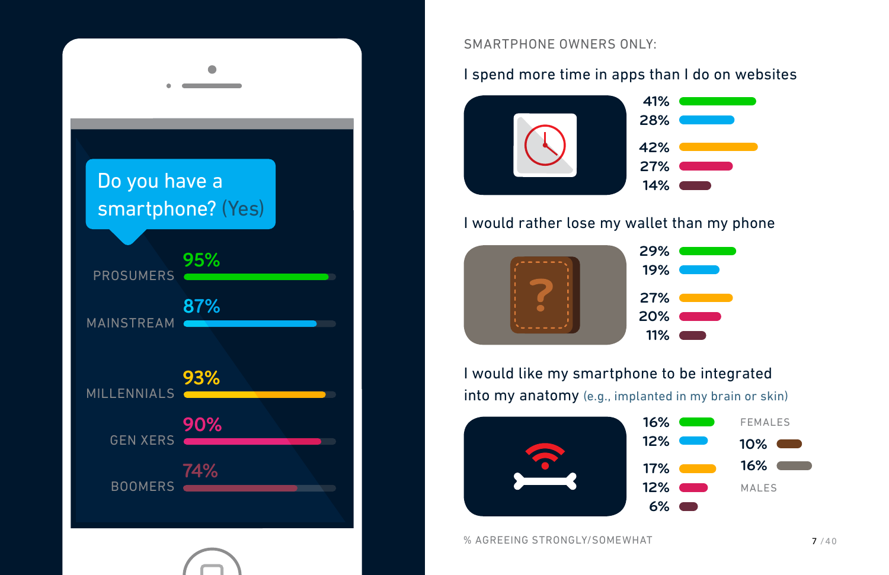## Do you have a smartphone? (Yes)

| Segment | % |
|---|---|
| PROSUMERS | 95% |
| MAINSTREAM | 87% |
| MILLENNIALS | 93% |
| GEN XERS | 90% |
| BOOMERS | 74% |

SMARTPHONE OWNERS ONLY:

### I spend more time in apps than I do on websites

| Segment | % |
|---|---|
| Prosumers | 41% |
| Mainstream | 28% |
| Millennials | 42% |
| Gen Xers | 27% |
| Boomers | 14% |

### I would rather lose my wallet than my phone

| Segment | % |
|---|---|
| Prosumers | 29% |
| Mainstream | 19% |
| Millennials | 27% |
| Gen Xers | 20% |
| Boomers | 11% |

### I would like my smartphone to be integrated into my anatomy (e.g., implanted in my brain or skin)

| Segment | % |
|---|---|
| Prosumers | 16% |
| Mainstream | 12% |
| Millennials | 17% |
| Gen Xers | 12% |
| Boomers | 6% |
| FEMALES | 10% |
| MALES | 16% |

% AGREEING STRONGLY/SOMEWHAT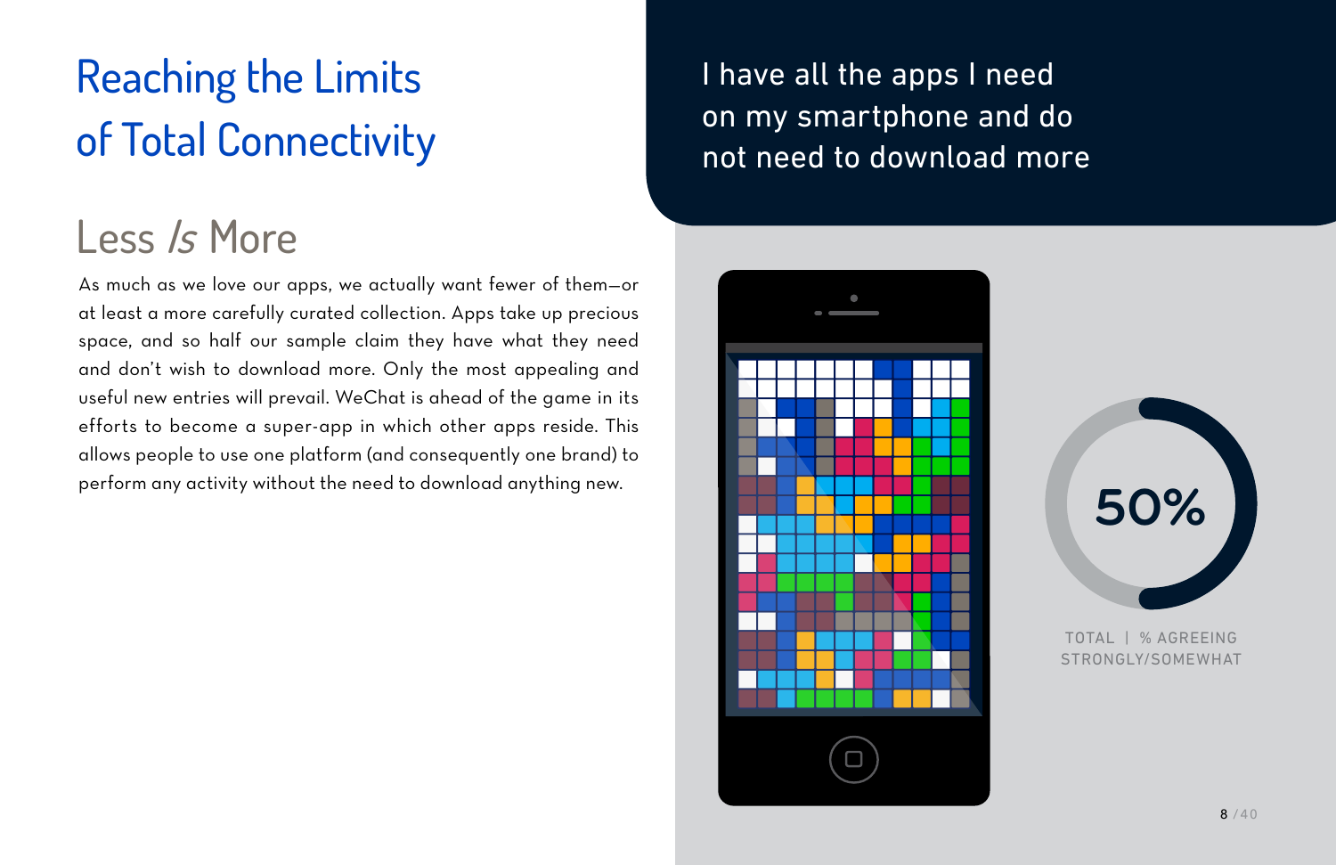# Reaching the Limits of Total Connectivity

## Less *Is* More

As much as we love our apps, we actually want fewer of them—or at least a more carefully curated collection. Apps take up precious space, and so half our sample claim they have what they need and don't wish to download more. Only the most appealing and useful new entries will prevail. WeChat is ahead of the game in its efforts to become a super-app in which other apps reside. This allows people to use one platform (and consequently one brand) to perform any activity without the need to download anything new.

I have all the apps I need on my smartphone and do not need to download more

50%

TOTAL | % AGREEING STRONGLY/SOMEWHAT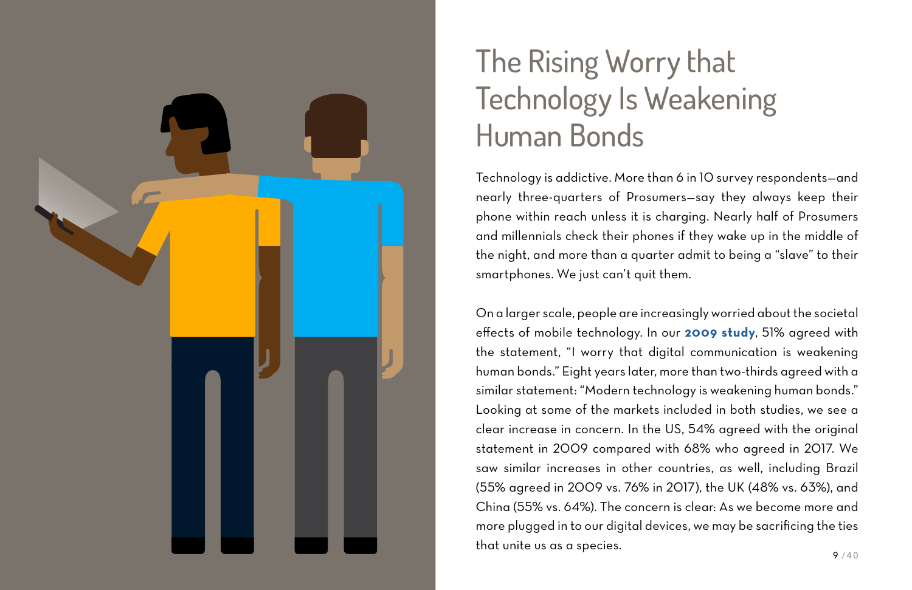# The Rising Worry that Technology Is Weakening Human Bonds

Technology is addictive. More than 6 in 10 survey respondents—and nearly three-quarters of Prosumers—say they always keep their phone within reach unless it is charging. Nearly half of Prosumers and millennials check their phones if they wake up in the middle of the night, and more than a quarter admit to being a "slave" to their smartphones. We just can't quit them.

On a larger scale, people are increasingly worried about the societal effects of mobile technology. In our **2009 study**, 51% agreed with the statement, "I worry that digital communication is weakening human bonds." Eight years later, more than two-thirds agreed with a similar statement: "Modern technology is weakening human bonds." Looking at some of the markets included in both studies, we see a clear increase in concern. In the US, 54% agreed with the original statement in 2009 compared with 68% who agreed in 2017. We saw similar increases in other countries, as well, including Brazil (55% agreed in 2009 vs. 76% in 2017), the UK (48% vs. 63%), and China (55% vs. 64%). The concern is clear: As we become more and more plugged in to our digital devices, we may be sacrificing the ties that unite us as a species.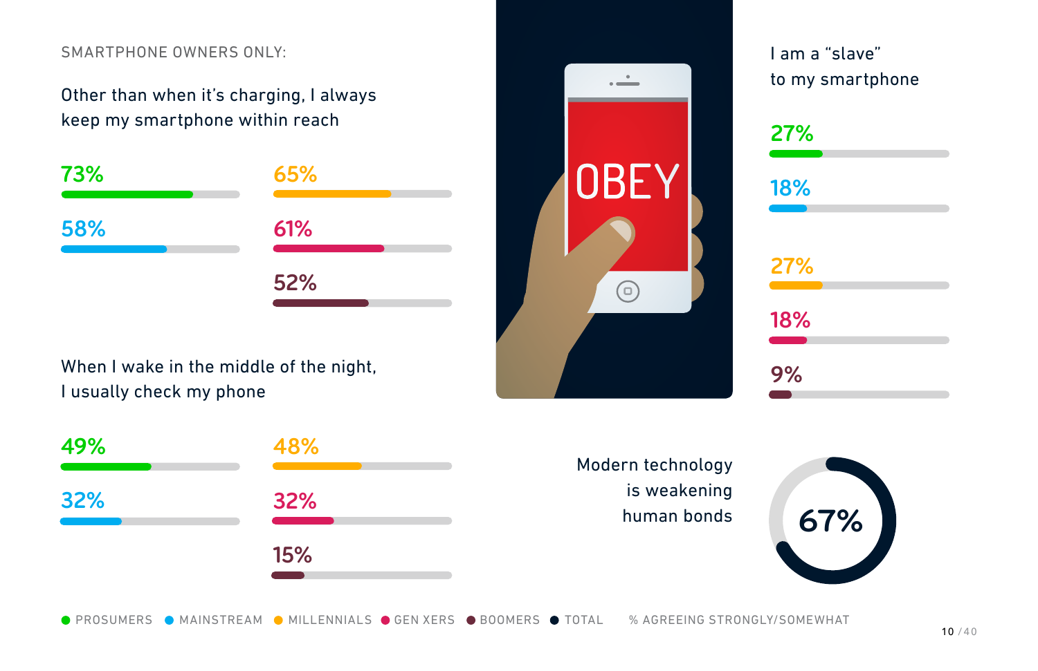SMARTPHONE OWNERS ONLY:

### Other than when it's charging, I always keep my smartphone within reach

| Group | % |
|---|---|
| Prosumers | 73% |
| Mainstream | 58% |
| Millennials | 65% |
| Gen Xers | 61% |
| Boomers | 52% |

### When I wake in the middle of the night, I usually check my phone

| Group | % |
|---|---|
| Prosumers | 49% |
| Mainstream | 32% |
| Millennials | 48% |
| Gen Xers | 32% |
| Boomers | 15% |

OBEY

### I am a "slave" to my smartphone

| Group | % |
|---|---|
| Prosumers | 27% |
| Mainstream | 18% |
| Millennials | 27% |
| Gen Xers | 18% |
| Boomers | 9% |

### Modern technology is weakening human bonds

| Group | % |
|---|---|
| Total | 67% |

PROSUMERS · MAINSTREAM · MILLENNIALS · GEN XERS · BOOMERS · TOTAL

% AGREEING STRONGLY/SOMEWHAT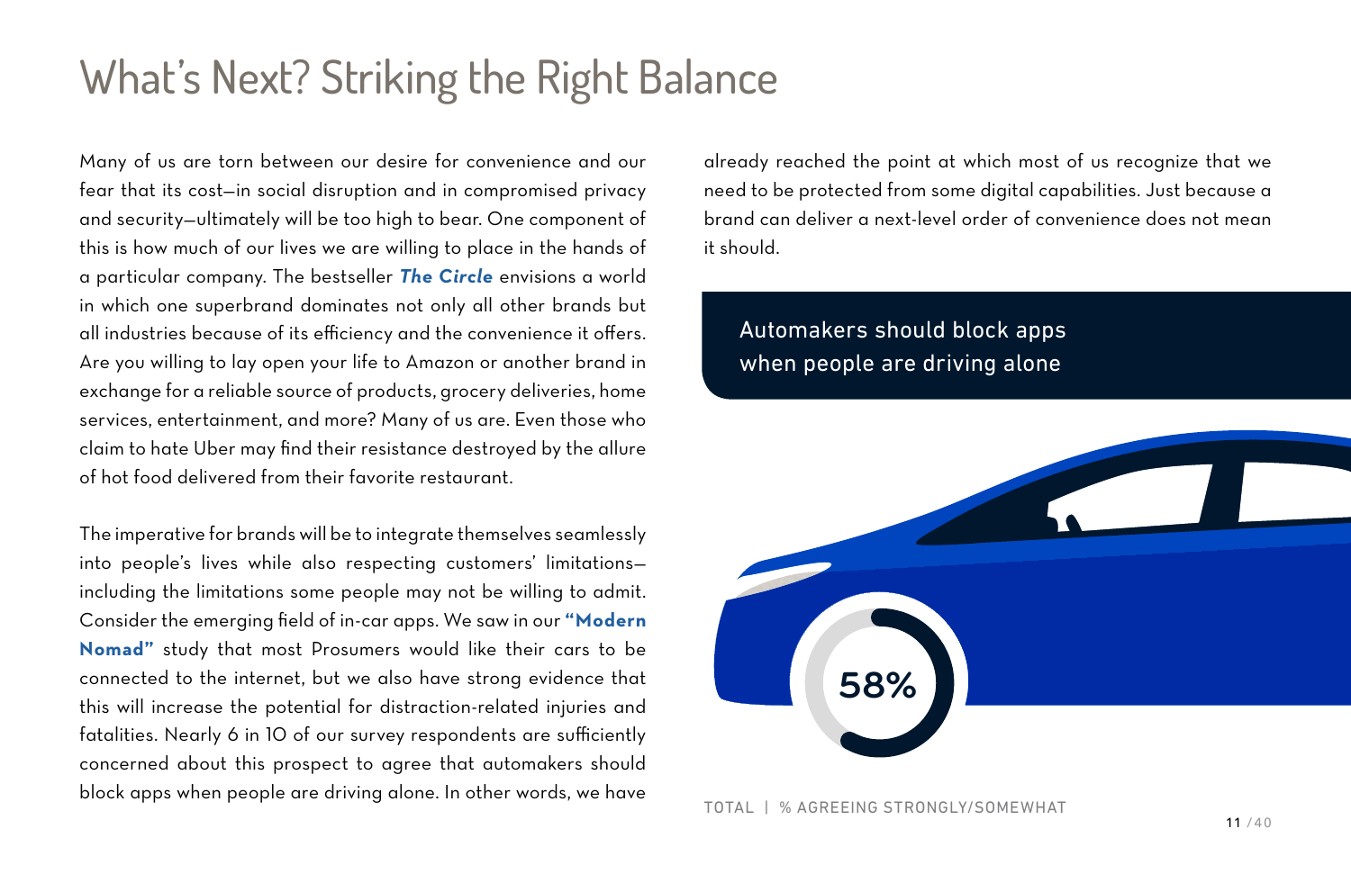# What's Next? Striking the Right Balance

Many of us are torn between our desire for convenience and our fear that its cost—in social disruption and in compromised privacy and security—ultimately will be too high to bear. One component of this is how much of our lives we are willing to place in the hands of a particular company. The bestseller ***The Circle*** envisions a world in which one superbrand dominates not only all other brands but all industries because of its efficiency and the convenience it offers. Are you willing to lay open your life to Amazon or another brand in exchange for a reliable source of products, grocery deliveries, home services, entertainment, and more? Many of us are. Even those who claim to hate Uber may find their resistance destroyed by the allure of hot food delivered from their favorite restaurant.

The imperative for brands will be to integrate themselves seamlessly into people's lives while also respecting customers' limitations—including the limitations some people may not be willing to admit. Consider the emerging field of in-car apps. We saw in our **"Modern Nomad"** study that most Prosumers would like their cars to be connected to the internet, but we also have strong evidence that this will increase the potential for distraction-related injuries and fatalities. Nearly 6 in 10 of our survey respondents are sufficiently concerned about this prospect to agree that automakers should block apps when people are driving alone. In other words, we have already reached the point at which most of us recognize that we need to be protected from some digital capabilities. Just because a brand can deliver a next-level order of convenience does not mean it should.

Automakers should block apps when people are driving alone

58%

TOTAL | % AGREEING STRONGLY/SOMEWHAT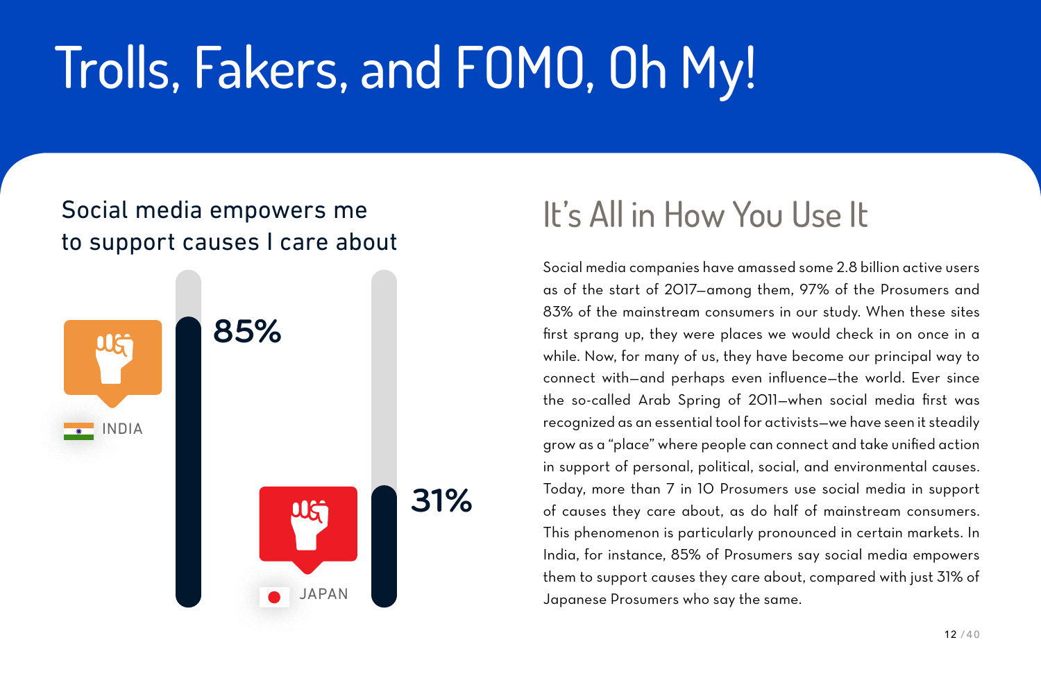# Trolls, Fakers, and FOMO, Oh My!

Social media empowers me to support causes I care about

INDIA 85%

JAPAN 31%

## It's All in How You Use It

Social media companies have amassed some 2.8 billion active users as of the start of 2017—among them, 97% of the Prosumers and 83% of the mainstream consumers in our study. When these sites first sprang up, they were places we would check in on once in a while. Now, for many of us, they have become our principal way to connect with—and perhaps even influence—the world. Ever since the so-called Arab Spring of 2011—when social media first was recognized as an essential tool for activists—we have seen it steadily grow as a "place" where people can connect and take unified action in support of personal, political, social, and environmental causes. Today, more than 7 in 10 Prosumers use social media in support of causes they care about, as do half of mainstream consumers. This phenomenon is particularly pronounced in certain markets. In India, for instance, 85% of Prosumers say social media empowers them to support causes they care about, compared with just 31% of Japanese Prosumers who say the same.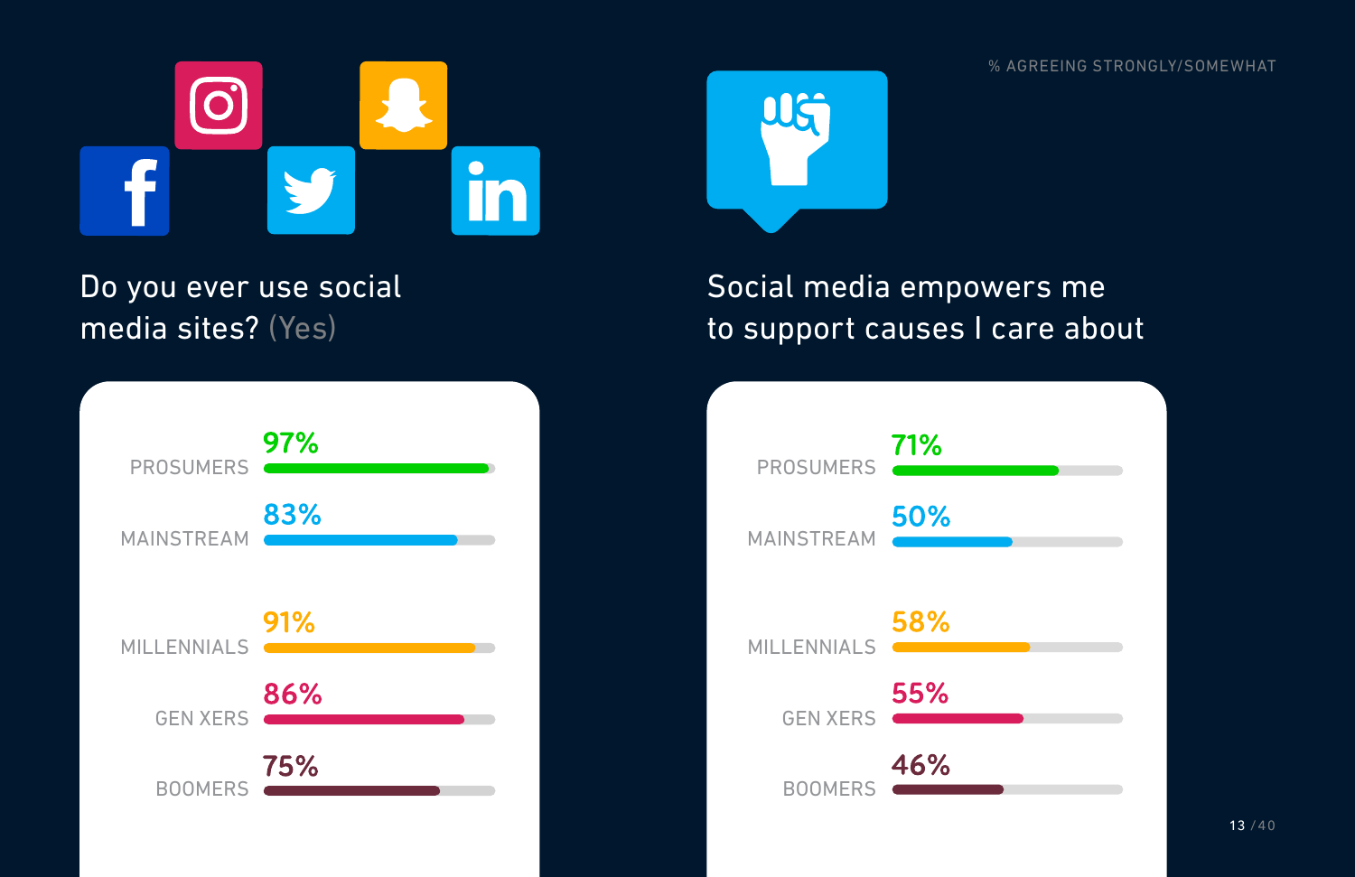% AGREEING STRONGLY/SOMEWHAT

## Do you ever use social media sites? (Yes)

| Group | % |
| --- | --- |
| PROSUMERS | 97% |
| MAINSTREAM | 83% |
| MILLENNIALS | 91% |
| GEN XERS | 86% |
| BOOMERS | 75% |

## Social media empowers me to support causes I care about

| Group | % |
| --- | --- |
| PROSUMERS | 71% |
| MAINSTREAM | 50% |
| MILLENNIALS | 58% |
| GEN XERS | 55% |
| BOOMERS | 46% |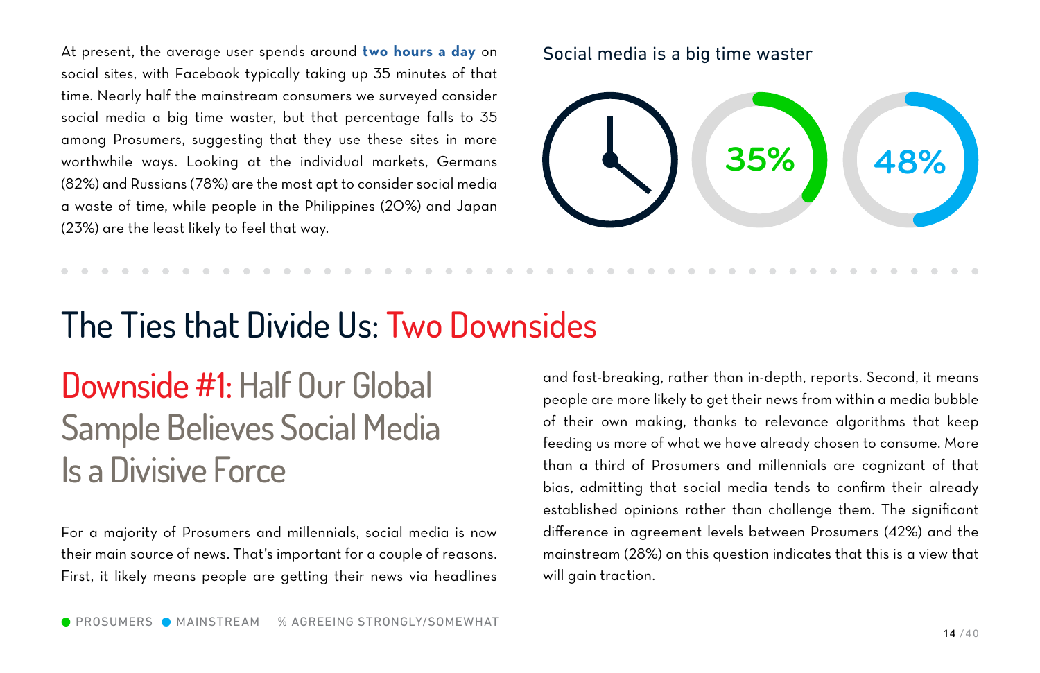At present, the average user spends around **two hours a day** on social sites, with Facebook typically taking up 35 minutes of that time. Nearly half the mainstream consumers we surveyed consider social media a big time waster, but that percentage falls to 35 among Prosumers, suggesting that they use these sites in more worthwhile ways. Looking at the individual markets, Germans (82%) and Russians (78%) are the most apt to consider social media a waste of time, while people in the Philippines (20%) and Japan (23%) are the least likely to feel that way.

Social media is a big time waster

35%

48%

# The Ties that Divide Us: Two Downsides

## Downside #1: Half Our Global Sample Believes Social Media Is a Divisive Force

For a majority of Prosumers and millennials, social media is now their main source of news. That's important for a couple of reasons. First, it likely means people are getting their news via headlines and fast-breaking, rather than in-depth, reports. Second, it means people are more likely to get their news from within a media bubble of their own making, thanks to relevance algorithms that keep feeding us more of what we have already chosen to consume. More than a third of Prosumers and millennials are cognizant of that bias, admitting that social media tends to confirm their already established opinions rather than challenge them. The significant difference in agreement levels between Prosumers (42%) and the mainstream (28%) on this question indicates that this is a view that will gain traction.

PROSUMERS MAINSTREAM % AGREEING STRONGLY/SOMEWHAT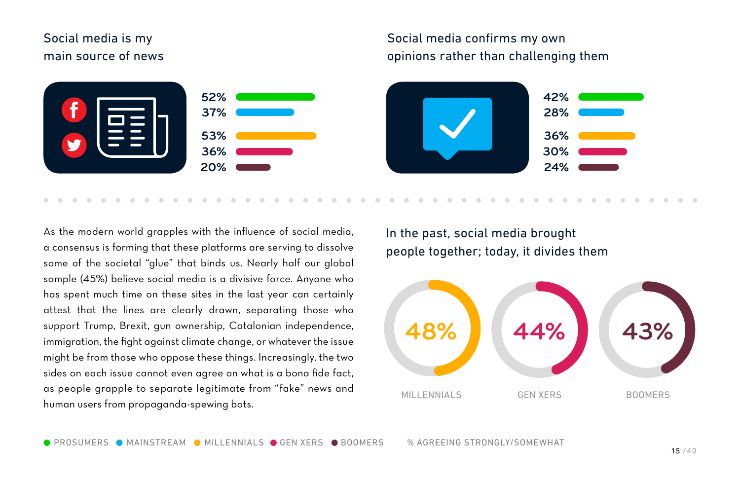## Social media is my main source of news

| | % |
|---|---|
| Prosumers | 52% |
| Mainstream | 37% |
| Millennials | 53% |
| Gen Xers | 36% |
| Boomers | 20% |

## Social media confirms my own opinions rather than challenging them

| | % |
|---|---|
| Prosumers | 42% |
| Mainstream | 28% |
| Millennials | 36% |
| Gen Xers | 30% |
| Boomers | 24% |

As the modern world grapples with the influence of social media, a consensus is forming that these platforms are serving to dissolve some of the societal "glue" that binds us. Nearly half our global sample (45%) believe social media is a divisive force. Anyone who has spent much time on these sites in the last year can certainly attest that the lines are clearly drawn, separating those who support Trump, Brexit, gun ownership, Catalonian independence, immigration, the fight against climate change, or whatever the issue might be from those who oppose these things. Increasingly, the two sides on each issue cannot even agree on what is a bona fide fact, as people grapple to separate legitimate from "fake" news and human users from propaganda-spewing bots.

## In the past, social media brought people together; today, it divides them

| MILLENNIALS | GEN XERS | BOOMERS |
|---|---|---|
| 48% | 44% | 43% |

PROSUMERS · MAINSTREAM · MILLENNIALS · GEN XERS · BOOMERS

% AGREEING STRONGLY/SOMEWHAT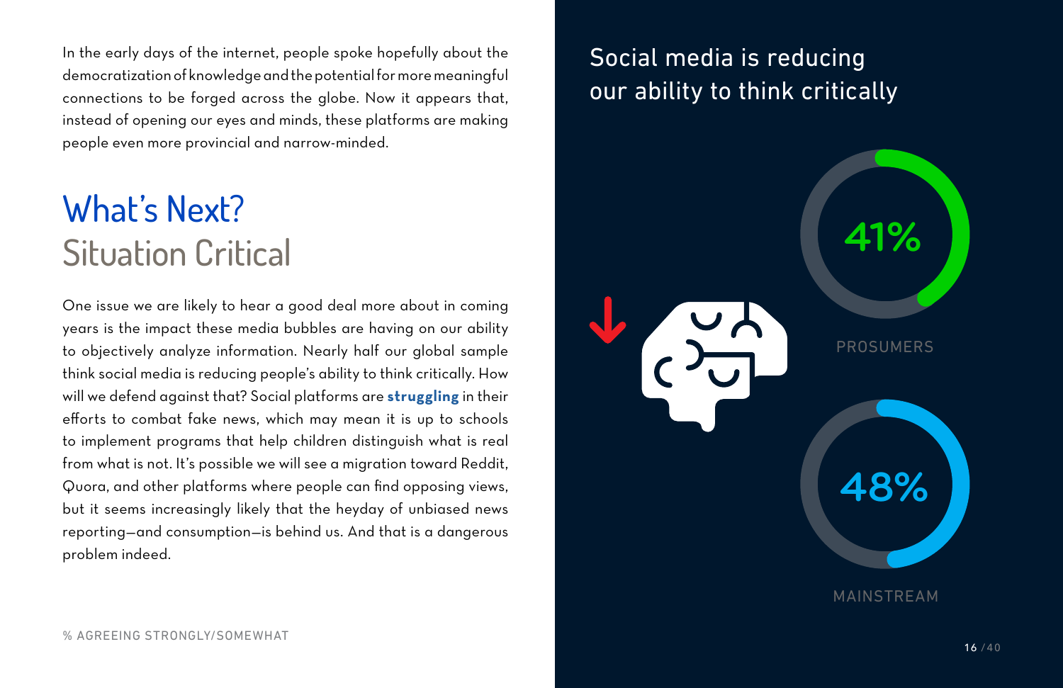In the early days of the internet, people spoke hopefully about the democratization of knowledge and the potential for more meaningful connections to be forged across the globe. Now it appears that, instead of opening our eyes and minds, these platforms are making people even more provincial and narrow-minded.

## What's Next? Situation Critical

One issue we are likely to hear a good deal more about in coming years is the impact these media bubbles are having on our ability to objectively analyze information. Nearly half our global sample think social media is reducing people's ability to think critically. How will we defend against that? Social platforms are **struggling** in their efforts to combat fake news, which may mean it is up to schools to implement programs that help children distinguish what is real from what is not. It's possible we will see a migration toward Reddit, Quora, and other platforms where people can find opposing views, but it seems increasingly likely that the heyday of unbiased news reporting—and consumption—is behind us. And that is a dangerous problem indeed.

### Social media is reducing our ability to think critically

| | % |
|---|---|
| PROSUMERS | 41% |
| MAINSTREAM | 48% |

% AGREEING STRONGLY/SOMEWHAT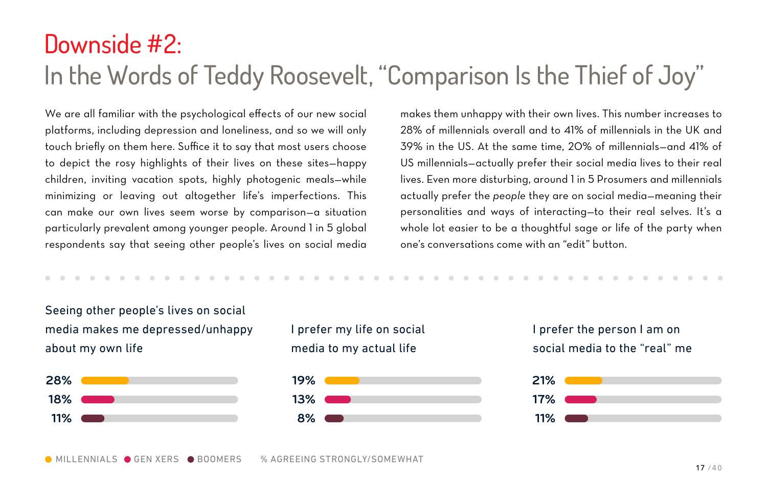# Downside #2:
## In the Words of Teddy Roosevelt, "Comparison Is the Thief of Joy"

We are all familiar with the psychological effects of our new social platforms, including depression and loneliness, and so we will only touch briefly on them here. Suffice it to say that most users choose to depict the rosy highlights of their lives on these sites—happy children, inviting vacation spots, highly photogenic meals—while minimizing or leaving out altogether life's imperfections. This can make our own lives seem worse by comparison—a situation particularly prevalent among younger people. Around 1 in 5 global respondents say that seeing other people's lives on social media makes them unhappy with their own lives. This number increases to 28% of millennials overall and to 41% of millennials in the UK and 39% in the US. At the same time, 20% of millennials—and 41% of US millennials—actually prefer their social media lives to their real lives. Even more disturbing, around 1 in 5 Prosumers and millennials actually prefer the *people* they are on social media—meaning their personalities and ways of interacting—to their real selves. It's a whole lot easier to be a thoughtful sage or life of the party when one's conversations come with an "edit" button.

| | Seeing other people's lives on social media makes me depressed/unhappy about my own life | I prefer my life on social media to my actual life | I prefer the person I am on social media to the "real" me |
|---|---|---|---|
| Millennials | 28% | 19% | 21% |
| Gen Xers | 18% | 13% | 17% |
| Boomers | 11% | 8% | 11% |

% AGREEING STRONGLY/SOMEWHAT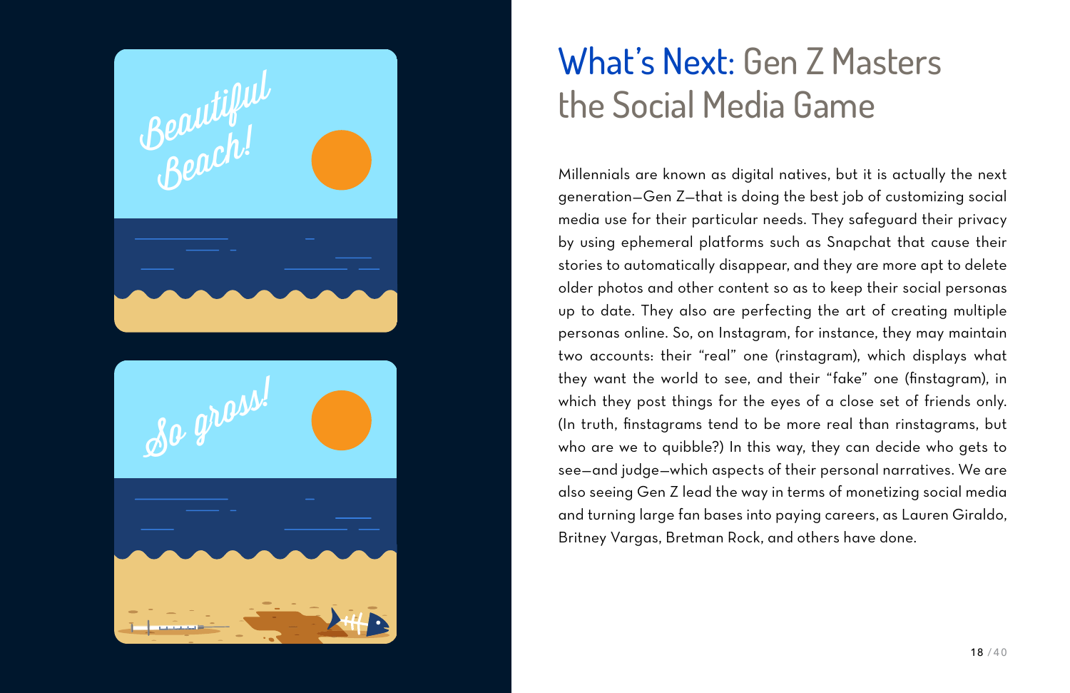# What's Next: Gen Z Masters the Social Media Game

Millennials are known as digital natives, but it is actually the next generation—Gen Z—that is doing the best job of customizing social media use for their particular needs. They safeguard their privacy by using ephemeral platforms such as Snapchat that cause their stories to automatically disappear, and they are more apt to delete older photos and other content so as to keep their social personas up to date. They also are perfecting the art of creating multiple personas online. So, on Instagram, for instance, they may maintain two accounts: their "real" one (rinstagram), which displays what they want the world to see, and their "fake" one (finstagram), in which they post things for the eyes of a close set of friends only. (In truth, finstagrams tend to be more real than rinstagrams, but who are we to quibble?) In this way, they can decide who gets to see—and judge—which aspects of their personal narratives. We are also seeing Gen Z lead the way in terms of monetizing social media and turning large fan bases into paying careers, as Lauren Giraldo, Britney Vargas, Bretman Rock, and others have done.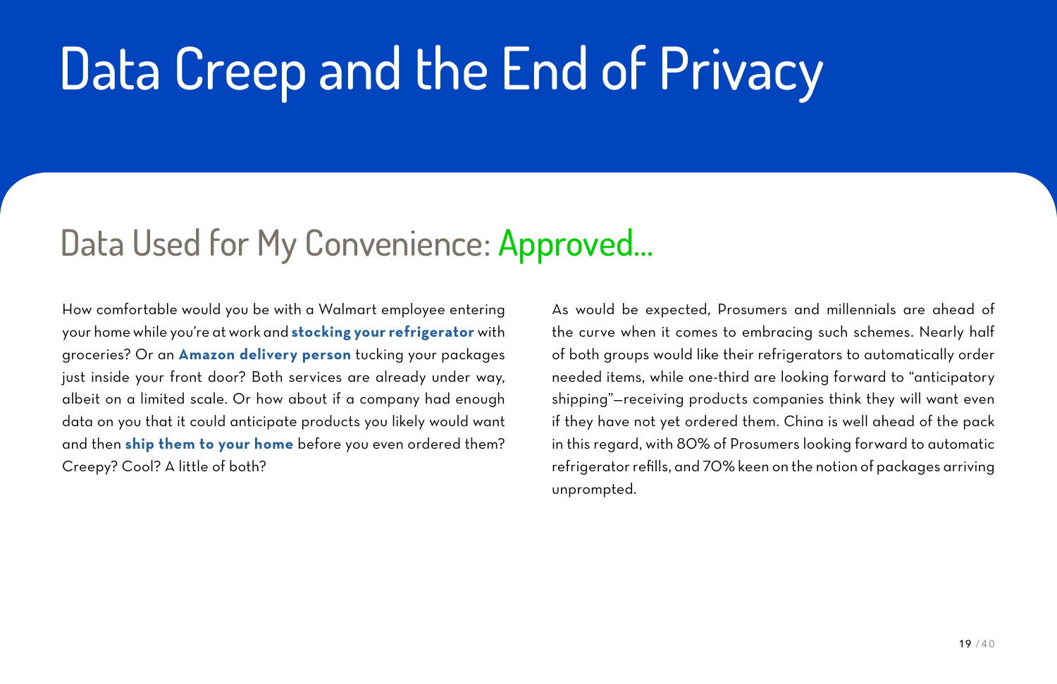# Data Creep and the End of Privacy

## Data Used for My Convenience: Approved...

How comfortable would you be with a Walmart employee entering your home while you're at work and **stocking your refrigerator** with groceries? Or an **Amazon delivery person** tucking your packages just inside your front door? Both services are already under way, albeit on a limited scale. Or how about if a company had enough data on you that it could anticipate products you likely would want and then **ship them to your home** before you even ordered them? Creepy? Cool? A little of both?

As would be expected, Prosumers and millennials are ahead of the curve when it comes to embracing such schemes. Nearly half of both groups would like their refrigerators to automatically order needed items, while one-third are looking forward to "anticipatory shipping"—receiving products companies think they will want even if they have not yet ordered them. China is well ahead of the pack in this regard, with 80% of Prosumers looking forward to automatic refrigerator refills, and 70% keen on the notion of packages arriving unprompted.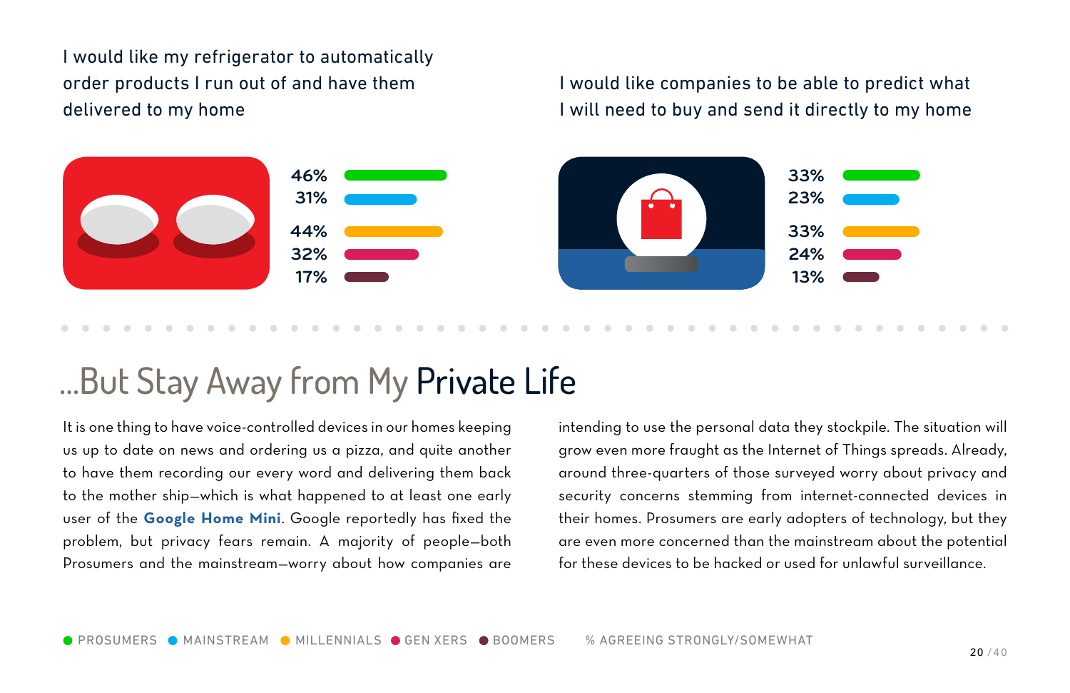I would like my refrigerator to automatically order products I run out of and have them delivered to my home

| | % |
|---|---|
| Prosumers | 46% |
| Mainstream | 31% |
| Millennials | 44% |
| Gen Xers | 32% |
| Boomers | 17% |

I would like companies to be able to predict what I will need to buy and send it directly to my home

| | % |
|---|---|
| Prosumers | 33% |
| Mainstream | 23% |
| Millennials | 33% |
| Gen Xers | 24% |
| Boomers | 13% |

## ...But Stay Away from My Private Life

It is one thing to have voice-controlled devices in our homes keeping us up to date on news and ordering us a pizza, and quite another to have them recording our every word and delivering them back to the mother ship—which is what happened to at least one early user of the **Google Home Mini**. Google reportedly has fixed the problem, but privacy fears remain. A majority of people—both Prosumers and the mainstream—worry about how companies are intending to use the personal data they stockpile. The situation will grow even more fraught as the Internet of Things spreads. Already, around three-quarters of those surveyed worry about privacy and security concerns stemming from internet-connected devices in their homes. Prosumers are early adopters of technology, but they are even more concerned than the mainstream about the potential for these devices to be hacked or used for unlawful surveillance.

PROSUMERS · MAINSTREAM · MILLENNIALS · GEN XERS · BOOMERS — % AGREEING STRONGLY/SOMEWHAT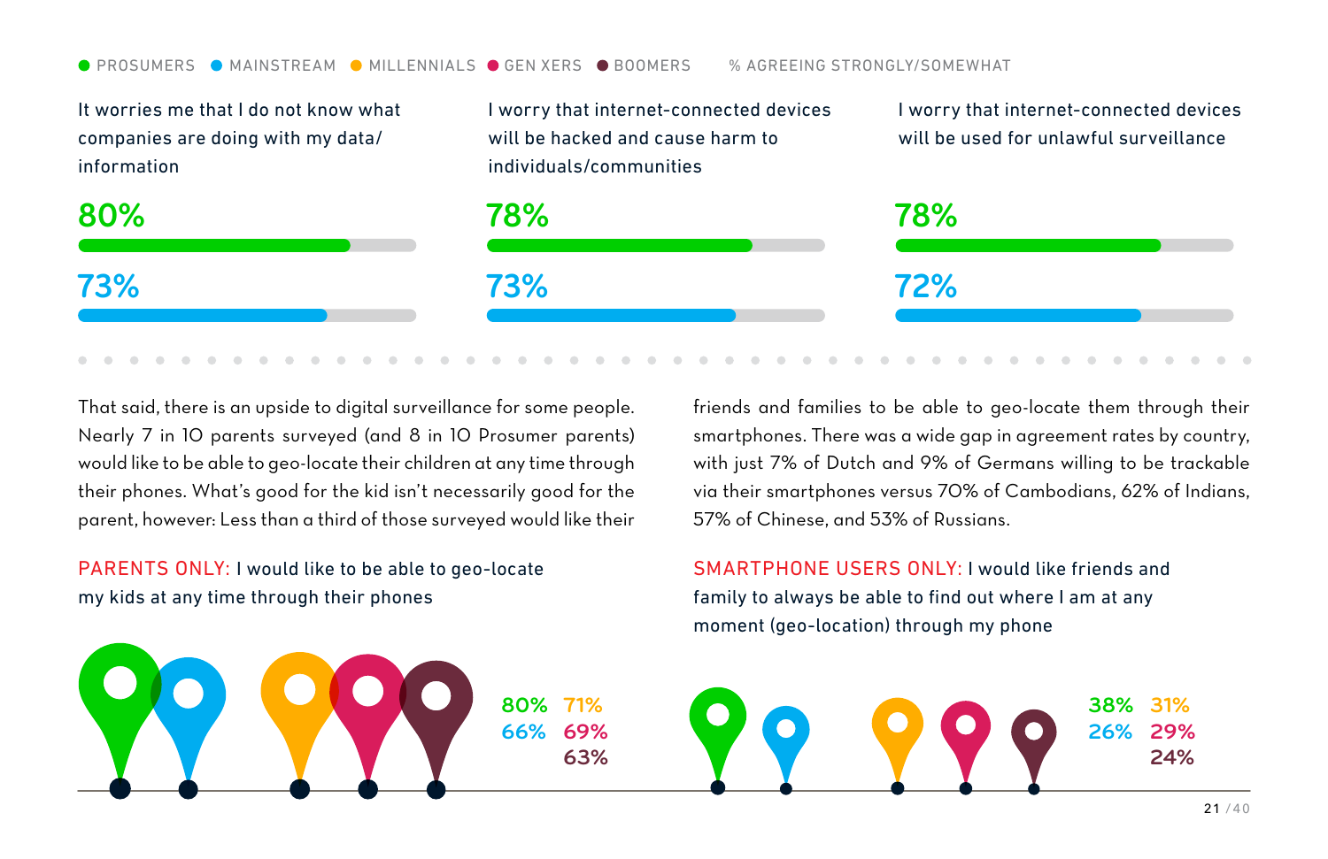● PROSUMERS ● MAINSTREAM ● MILLENNIALS ● GEN XERS ● BOOMERS — % AGREEING STRONGLY/SOMEWHAT

| Statement | Prosumers | Mainstream |
|---|---|---|
| It worries me that I do not know what companies are doing with my data/information | 80% | 73% |
| I worry that internet-connected devices will be hacked and cause harm to individuals/communities | 78% | 73% |
| I worry that internet-connected devices will be used for unlawful surveillance | 78% | 72% |

That said, there is an upside to digital surveillance for some people. Nearly 7 in 10 parents surveyed (and 8 in 10 Prosumer parents) would like to be able to geo-locate their children at any time through their phones. What's good for the kid isn't necessarily good for the parent, however: Less than a third of those surveyed would like their friends and families to be able to geo-locate them through their smartphones. There was a wide gap in agreement rates by country, with just 7% of Dutch and 9% of Germans willing to be trackable via their smartphones versus 70% of Cambodians, 62% of Indians, 57% of Chinese, and 53% of Russians.

**PARENTS ONLY:** I would like to be able to geo-locate my kids at any time through their phones

| Prosumers | Mainstream | Millennials | Gen Xers | Boomers |
|---|---|---|---|---|
| 80% | 66% | 71% | 69% | 63% |

**SMARTPHONE USERS ONLY:** I would like friends and family to always be able to find out where I am at any moment (geo-location) through my phone

| Prosumers | Mainstream | Millennials | Gen Xers | Boomers |
|---|---|---|---|---|
| 38% | 26% | 31% | 29% | 24% |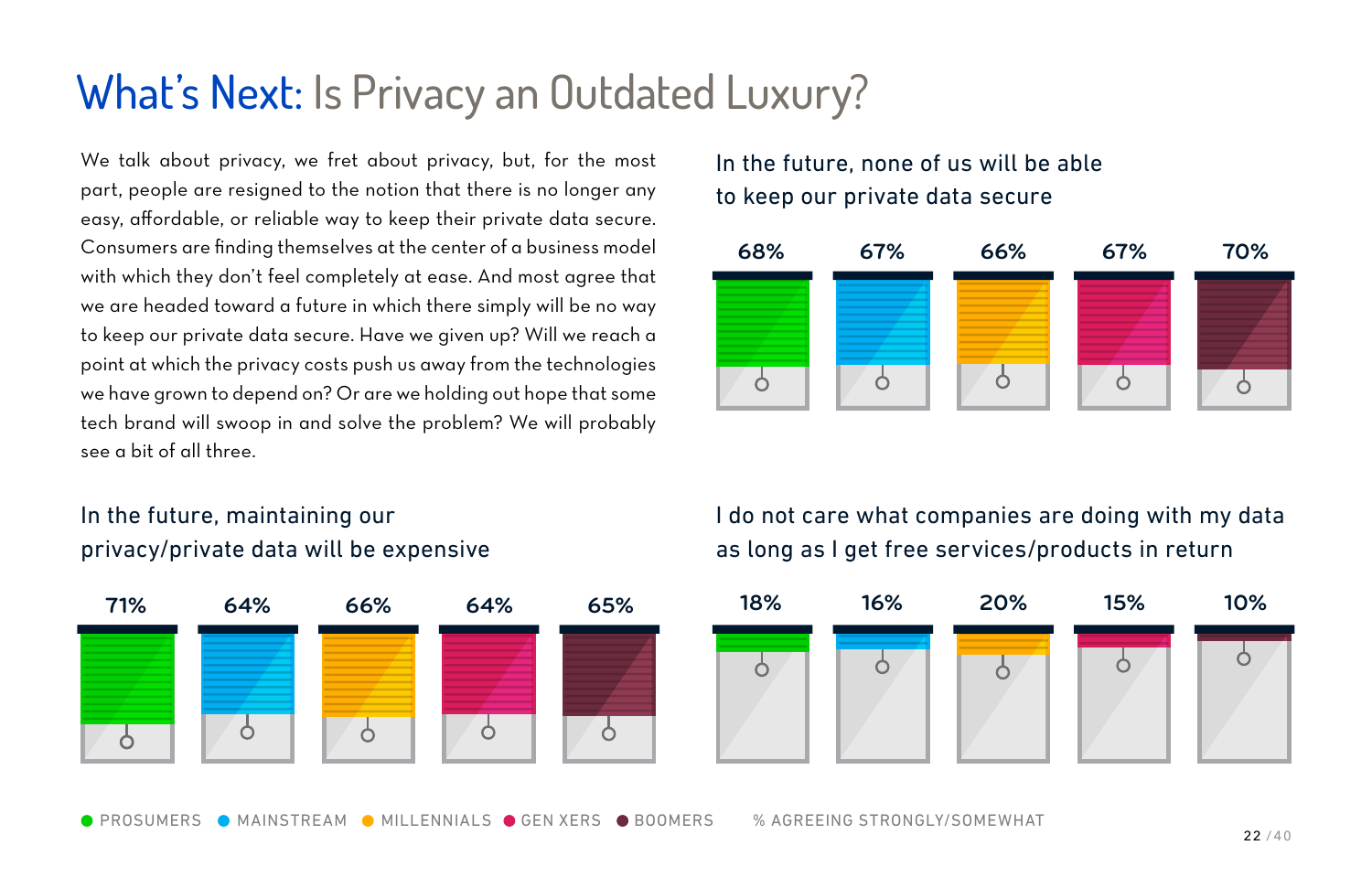# What's Next: Is Privacy an Outdated Luxury?

We talk about privacy, we fret about privacy, but, for the most part, people are resigned to the notion that there is no longer any easy, affordable, or reliable way to keep their private data secure. Consumers are finding themselves at the center of a business model with which they don't feel completely at ease. And most agree that we are headed toward a future in which there simply will be no way to keep our private data secure. Have we given up? Will we reach a point at which the privacy costs push us away from the technologies we have grown to depend on? Or are we holding out hope that some tech brand will swoop in and solve the problem? We will probably see a bit of all three.

### In the future, none of us will be able to keep our private data secure

| Prosumers | Mainstream | Millennials | Gen Xers | Boomers |
|---|---|---|---|---|
| 68% | 67% | 66% | 67% | 70% |

### In the future, maintaining our privacy/private data will be expensive

| Prosumers | Mainstream | Millennials | Gen Xers | Boomers |
|---|---|---|---|---|
| 71% | 64% | 66% | 64% | 65% |

### I do not care what companies are doing with my data as long as I get free services/products in return

| Prosumers | Mainstream | Millennials | Gen Xers | Boomers |
|---|---|---|---|---|
| 18% | 16% | 20% | 15% | 10% |

PROSUMERS · MAINSTREAM · MILLENNIALS · GEN XERS · BOOMERS

% AGREEING STRONGLY/SOMEWHAT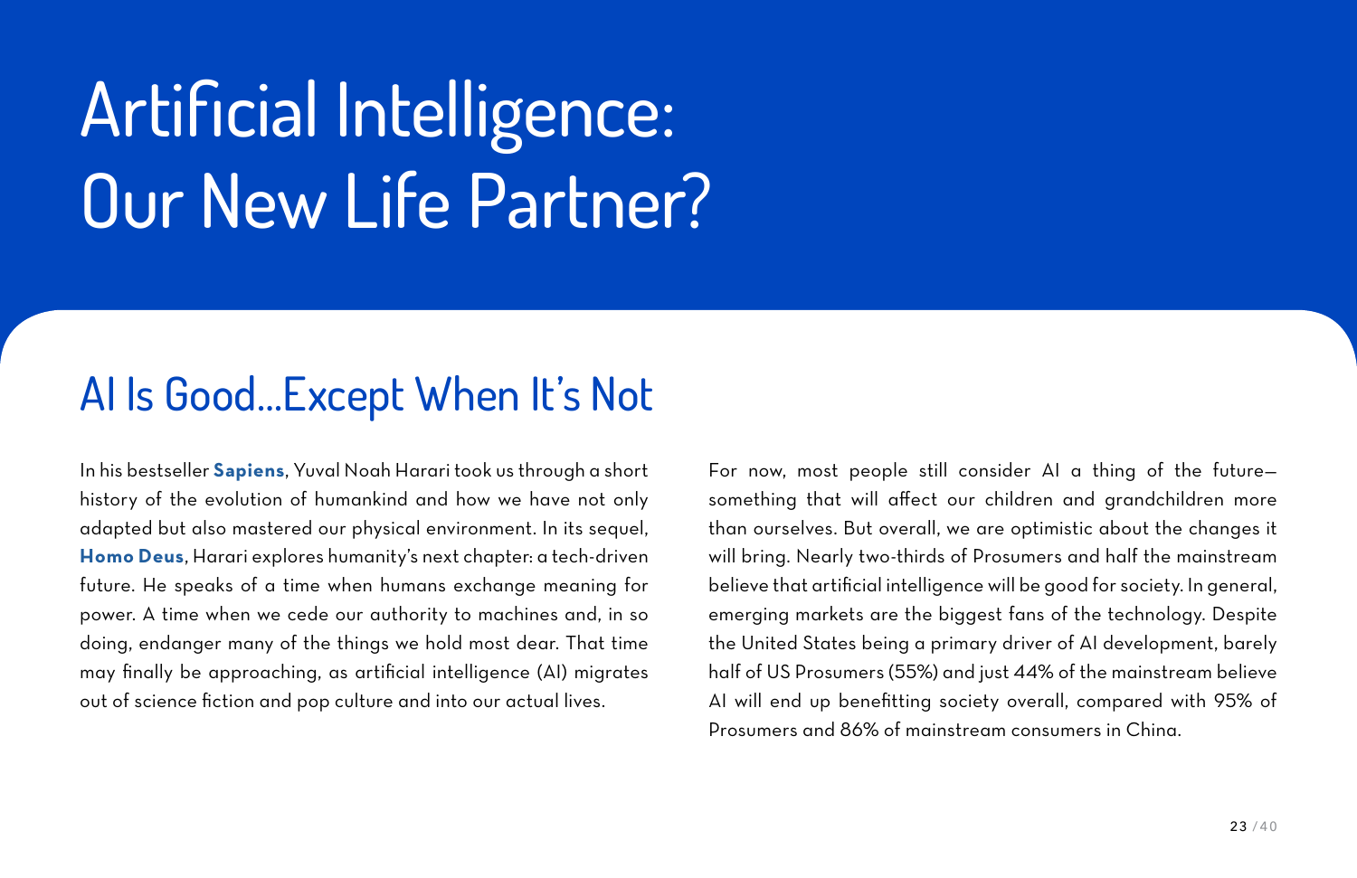# Artificial Intelligence: Our New Life Partner?

## AI Is Good...Except When It's Not

In his bestseller **Sapiens**, Yuval Noah Harari took us through a short history of the evolution of humankind and how we have not only adapted but also mastered our physical environment. In its sequel, **Homo Deus**, Harari explores humanity's next chapter: a tech-driven future. He speaks of a time when humans exchange meaning for power. A time when we cede our authority to machines and, in so doing, endanger many of the things we hold most dear. That time may finally be approaching, as artificial intelligence (AI) migrates out of science fiction and pop culture and into our actual lives.

For now, most people still consider AI a thing of the future—something that will affect our children and grandchildren more than ourselves. But overall, we are optimistic about the changes it will bring. Nearly two-thirds of Prosumers and half the mainstream believe that artificial intelligence will be good for society. In general, emerging markets are the biggest fans of the technology. Despite the United States being a primary driver of AI development, barely half of US Prosumers (55%) and just 44% of the mainstream believe AI will end up benefitting society overall, compared with 95% of Prosumers and 86% of mainstream consumers in China.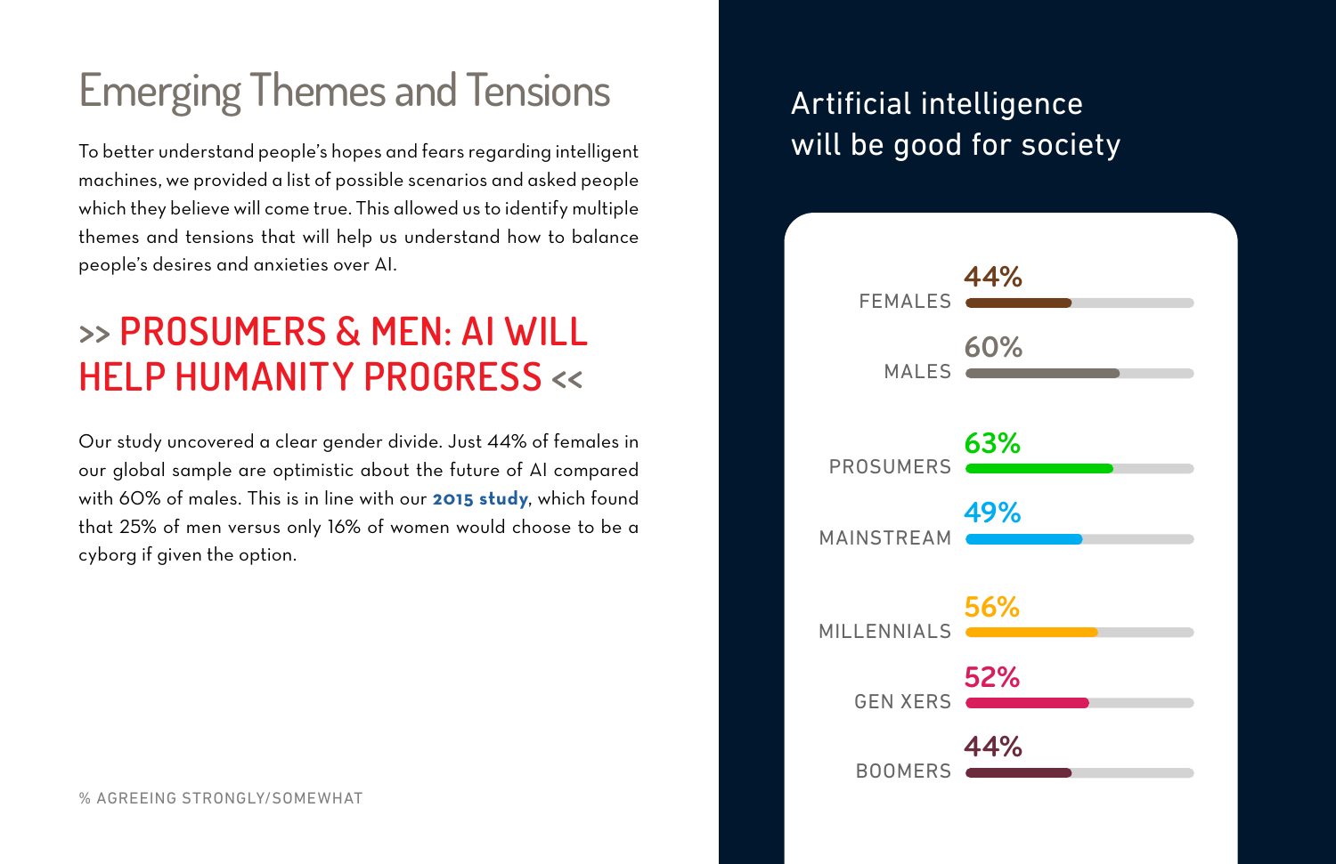# Emerging Themes and Tensions

To better understand people's hopes and fears regarding intelligent machines, we provided a list of possible scenarios and asked people which they believe will come true. This allowed us to identify multiple themes and tensions that will help us understand how to balance people's desires and anxieties over AI.

## >> PROSUMERS & MEN: AI WILL HELP HUMANITY PROGRESS <<

Our study uncovered a clear gender divide. Just 44% of females in our global sample are optimistic about the future of AI compared with 60% of males. This is in line with our **2015 study**, which found that 25% of men versus only 16% of women would choose to be a cyborg if given the option.

### Artificial intelligence will be good for society

| Group | % |
|---|---|
| FEMALES | 44% |
| MALES | 60% |
| PROSUMERS | 63% |
| MAINSTREAM | 49% |
| MILLENNIALS | 56% |
| GEN XERS | 52% |
| BOOMERS | 44% |

% AGREEING STRONGLY/SOMEWHAT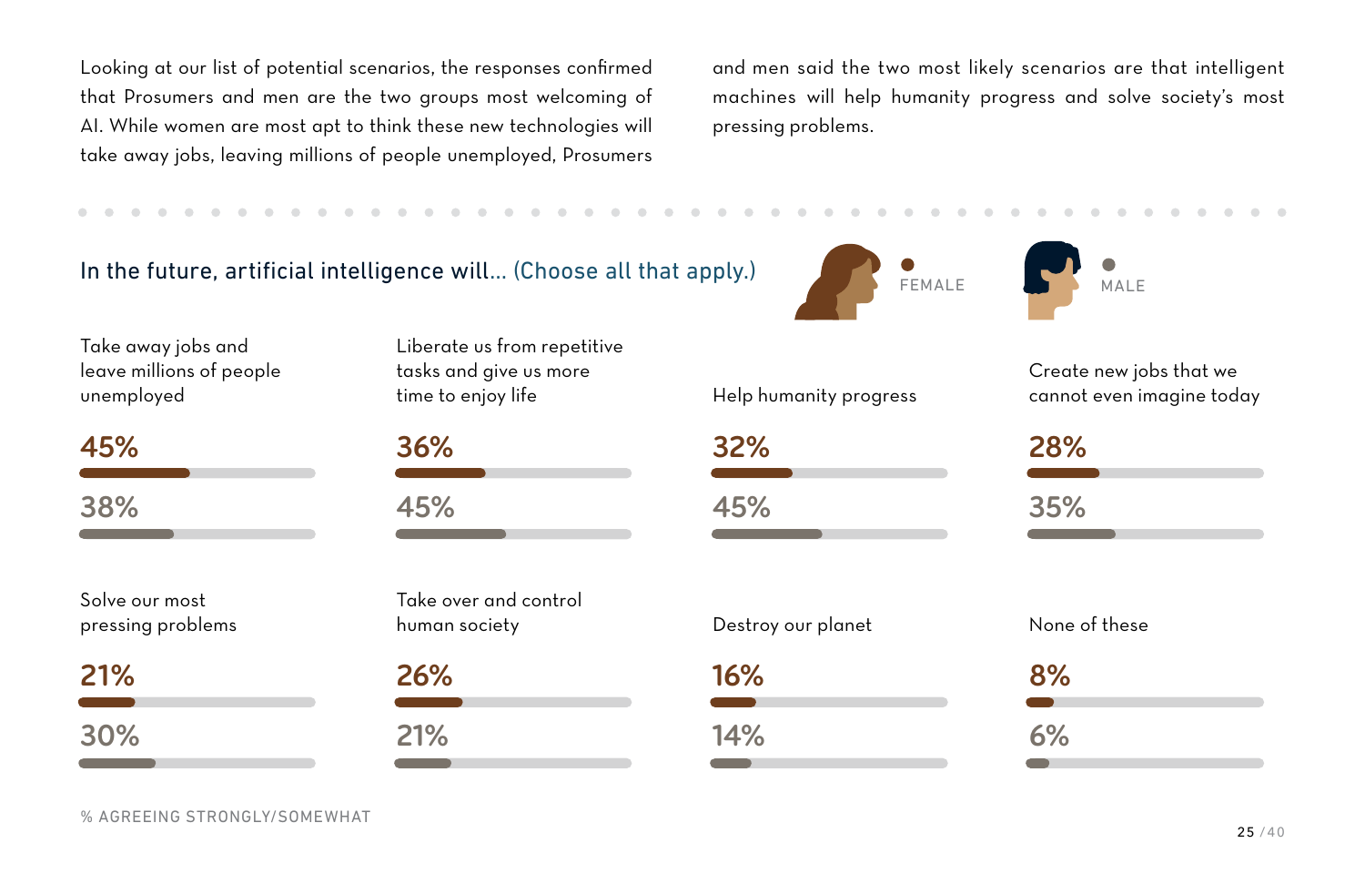Looking at our list of potential scenarios, the responses confirmed that Prosumers and men are the two groups most welcoming of AI. While women are most apt to think these new technologies will take away jobs, leaving millions of people unemployed, Prosumers and men said the two most likely scenarios are that intelligent machines will help humanity progress and solve society's most pressing problems.

## In the future, artificial intelligence will... (Choose all that apply.)

| | Female | Male |
|---|---|---|
| Take away jobs and leave millions of people unemployed | 45% | 38% |
| Liberate us from repetitive tasks and give us more time to enjoy life | 36% | 45% |
| Help humanity progress | 32% | 45% |
| Create new jobs that we cannot even imagine today | 28% | 35% |
| Solve our most pressing problems | 21% | 30% |
| Take over and control human society | 26% | 21% |
| Destroy our planet | 16% | 14% |
| None of these | 8% | 6% |

% AGREEING STRONGLY/SOMEWHAT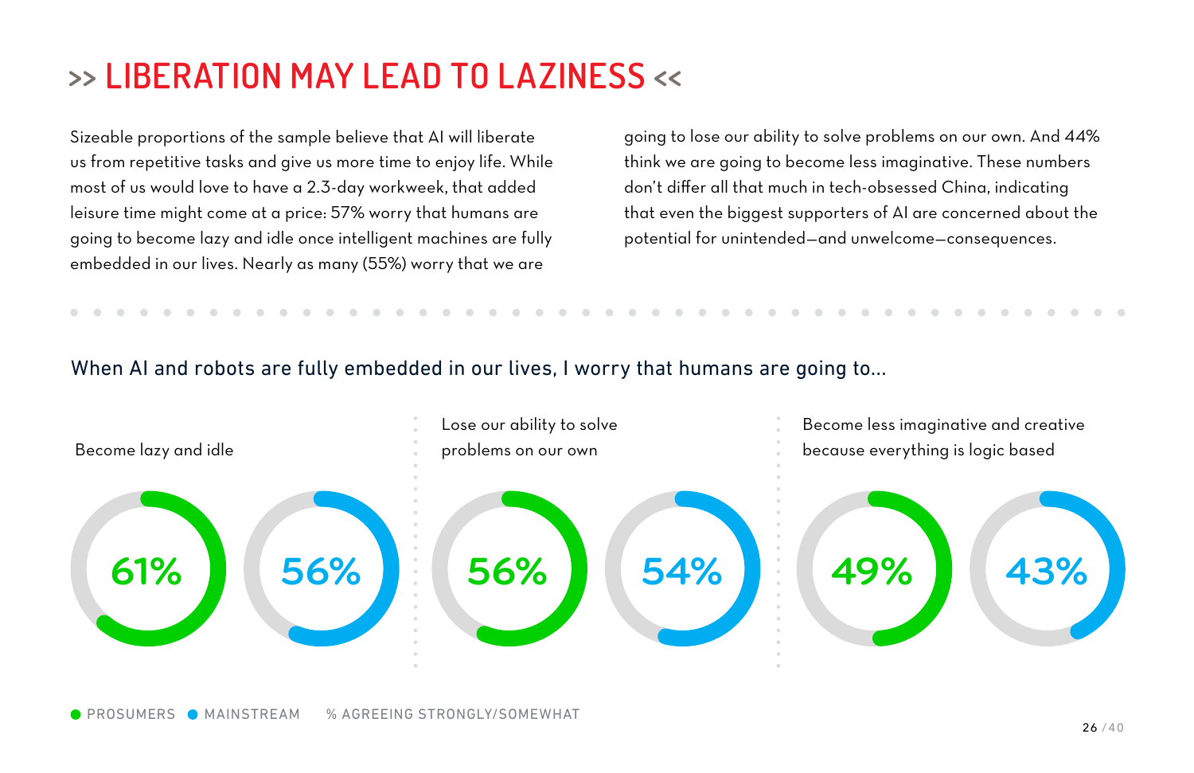# >> LIBERATION MAY LEAD TO LAZINESS <<

Sizeable proportions of the sample believe that AI will liberate us from repetitive tasks and give us more time to enjoy life. While most of us would love to have a 2.3-day workweek, that added leisure time might come at a price: 57% worry that humans are going to become lazy and idle once intelligent machines are fully embedded in our lives. Nearly as many (55%) worry that we are going to lose our ability to solve problems on our own. And 44% think we are going to become less imaginative. These numbers don't differ all that much in tech-obsessed China, indicating that even the biggest supporters of AI are concerned about the potential for unintended—and unwelcome—consequences.

When AI and robots are fully embedded in our lives, I worry that humans are going to...

| | Prosumers | Mainstream |
|---|---|---|
| Become lazy and idle | 61% | 56% |
| Lose our ability to solve problems on our own | 56% | 54% |
| Become less imaginative and creative because everything is logic based | 49% | 43% |

PROSUMERS   MAINSTREAM   % AGREEING STRONGLY/SOMEWHAT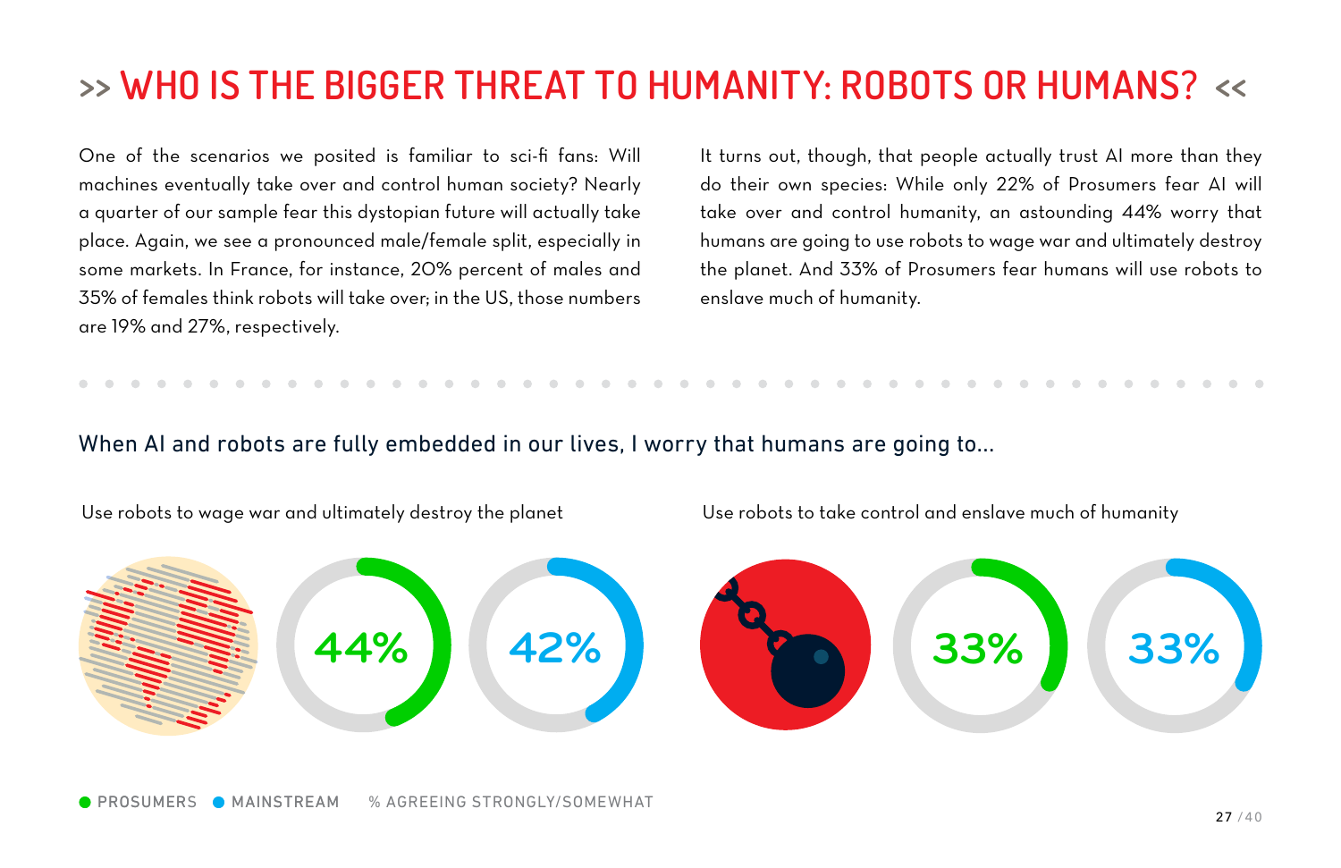# >> WHO IS THE BIGGER THREAT TO HUMANITY: ROBOTS OR HUMANS? <<

One of the scenarios we posited is familiar to sci-fi fans: Will machines eventually take over and control human society? Nearly a quarter of our sample fear this dystopian future will actually take place. Again, we see a pronounced male/female split, especially in some markets. In France, for instance, 20% percent of males and 35% of females think robots will take over; in the US, those numbers are 19% and 27%, respectively.

It turns out, though, that people actually trust AI more than they do their own species: While only 22% of Prosumers fear AI will take over and control humanity, an astounding 44% worry that humans are going to use robots to wage war and ultimately destroy the planet. And 33% of Prosumers fear humans will use robots to enslave much of humanity.

## When AI and robots are fully embedded in our lives, I worry that humans are going to...

| | Prosumers | Mainstream |
|---|---|---|
| Use robots to wage war and ultimately destroy the planet | 44% | 42% |
| Use robots to take control and enslave much of humanity | 33% | 33% |

● PROSUMERS ● MAINSTREAM % AGREEING STRONGLY/SOMEWHAT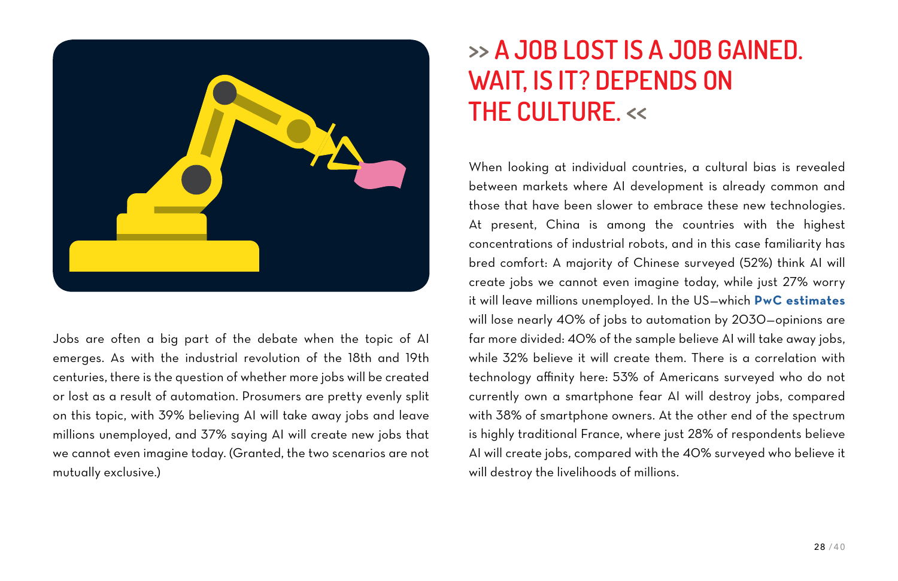# >> A JOB LOST IS A JOB GAINED. WAIT, IS IT? DEPENDS ON THE CULTURE. <<

Jobs are often a big part of the debate when the topic of AI emerges. As with the industrial revolution of the 18th and 19th centuries, there is the question of whether more jobs will be created or lost as a result of automation. Prosumers are pretty evenly split on this topic, with 39% believing AI will take away jobs and leave millions unemployed, and 37% saying AI will create new jobs that we cannot even imagine today. (Granted, the two scenarios are not mutually exclusive.)

When looking at individual countries, a cultural bias is revealed between markets where AI development is already common and those that have been slower to embrace these new technologies. At present, China is among the countries with the highest concentrations of industrial robots, and in this case familiarity has bred comfort: A majority of Chinese surveyed (52%) think AI will create jobs we cannot even imagine today, while just 27% worry it will leave millions unemployed. In the US—which **PwC estimates** will lose nearly 40% of jobs to automation by 2030—opinions are far more divided: 40% of the sample believe AI will take away jobs, while 32% believe it will create them. There is a correlation with technology affinity here: 53% of Americans surveyed who do not currently own a smartphone fear AI will destroy jobs, compared with 38% of smartphone owners. At the other end of the spectrum is highly traditional France, where just 28% of respondents believe AI will create jobs, compared with the 40% surveyed who believe it will destroy the livelihoods of millions.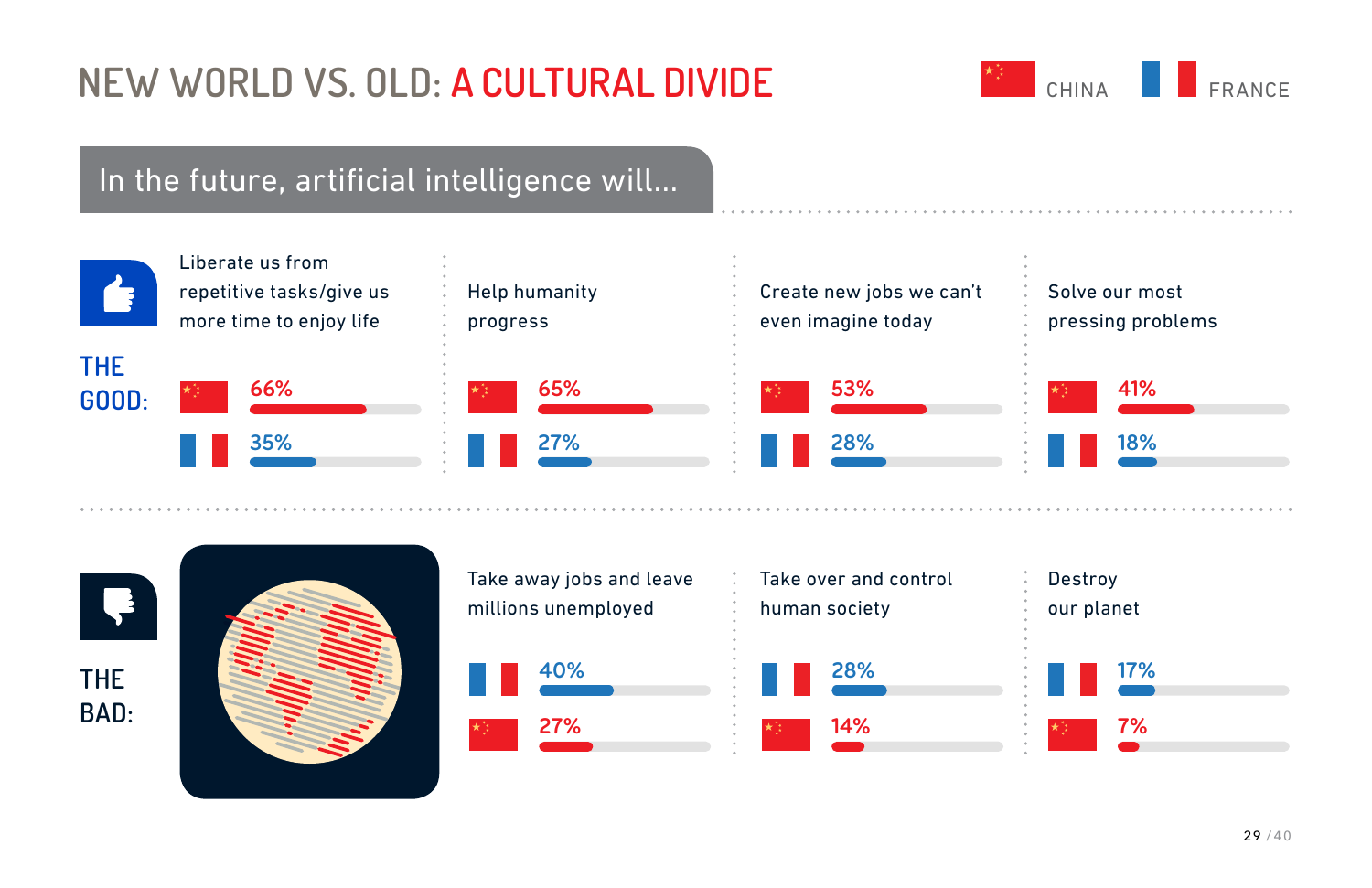# NEW WORLD VS. OLD: A CULTURAL DIVIDE

CHINA | FRANCE

## In the future, artificial intelligence will...

### THE GOOD:

| | Liberate us from repetitive tasks/give us more time to enjoy life | Help humanity progress | Create new jobs we can't even imagine today | Solve our most pressing problems |
|---|---|---|---|---|
| China | 66% | 65% | 53% | 41% |
| France | 35% | 27% | 28% | 18% |

### THE BAD:

| | Take away jobs and leave millions unemployed | Take over and control human society | Destroy our planet |
|---|---|---|---|
| France | 40% | 28% | 17% |
| China | 27% | 14% | 7% |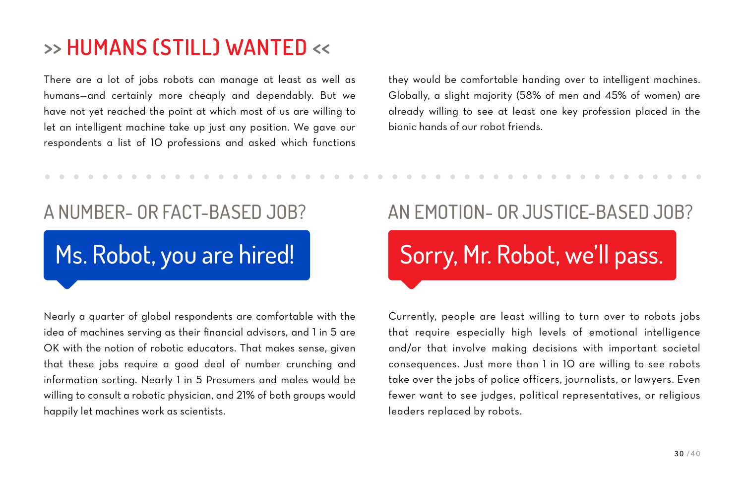# >> HUMANS (STILL) WANTED <<

There are a lot of jobs robots can manage at least as well as humans—and certainly more cheaply and dependably. But we have not yet reached the point at which most of us are willing to let an intelligent machine take up just any position. We gave our respondents a list of 10 professions and asked which functions they would be comfortable handing over to intelligent machines. Globally, a slight majority (58% of men and 45% of women) are already willing to see at least one key profession placed in the bionic hands of our robot friends.

## A NUMBER- OR FACT-BASED JOB?

### Ms. Robot, you are hired!

Nearly a quarter of global respondents are comfortable with the idea of machines serving as their financial advisors, and 1 in 5 are OK with the notion of robotic educators. That makes sense, given that these jobs require a good deal of number crunching and information sorting. Nearly 1 in 5 Prosumers and males would be willing to consult a robotic physician, and 21% of both groups would happily let machines work as scientists.

## AN EMOTION- OR JUSTICE-BASED JOB?

### Sorry, Mr. Robot, we'll pass.

Currently, people are least willing to turn over to robots jobs that require especially high levels of emotional intelligence and/or that involve making decisions with important societal consequences. Just more than 1 in 10 are willing to see robots take over the jobs of police officers, journalists, or lawyers. Even fewer want to see judges, political representatives, or religious leaders replaced by robots.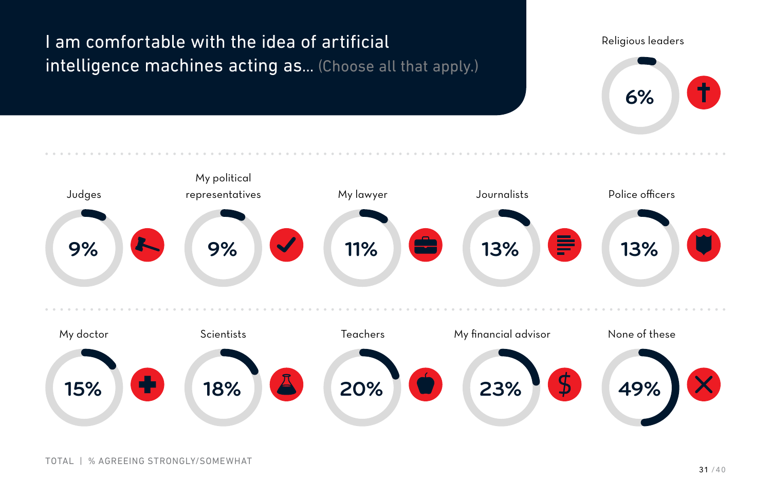# I am comfortable with the idea of artificial intelligence machines acting as... (Choose all that apply.)

| Role | % |
| --- | --- |
| Religious leaders | 6% |
| Judges | 9% |
| My political representatives | 9% |
| My lawyer | 11% |
| Journalists | 13% |
| Police officers | 13% |
| My doctor | 15% |
| Scientists | 18% |
| Teachers | 20% |
| My financial advisor | 23% |
| None of these | 49% |

TOTAL | % AGREEING STRONGLY/SOMEWHAT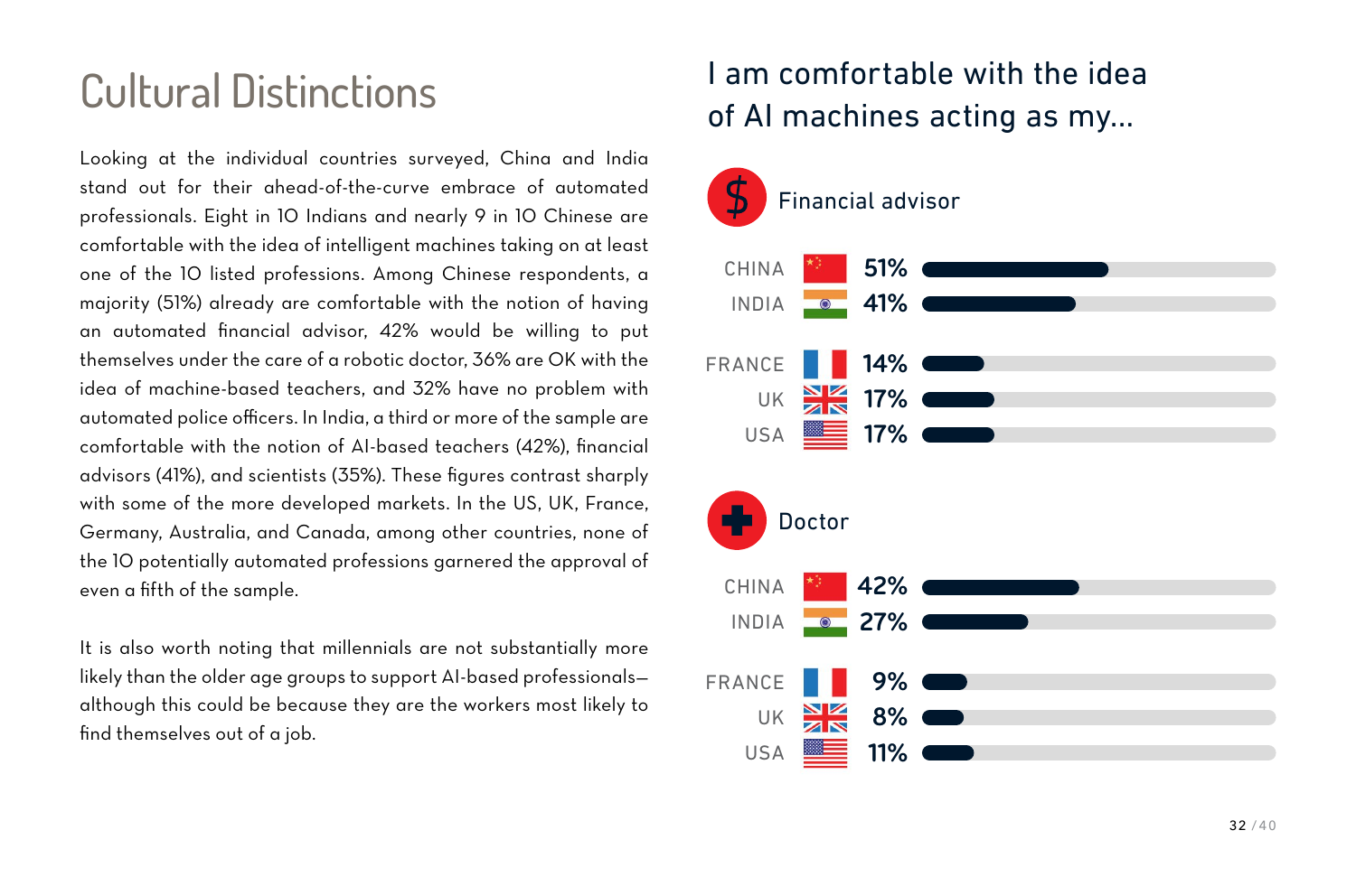# Cultural Distinctions

Looking at the individual countries surveyed, China and India stand out for their ahead-of-the-curve embrace of automated professionals. Eight in 10 Indians and nearly 9 in 10 Chinese are comfortable with the idea of intelligent machines taking on at least one of the 10 listed professions. Among Chinese respondents, a majority (51%) already are comfortable with the notion of having an automated financial advisor, 42% would be willing to put themselves under the care of a robotic doctor, 36% are OK with the idea of machine-based teachers, and 32% have no problem with automated police officers. In India, a third or more of the sample are comfortable with the notion of AI-based teachers (42%), financial advisors (41%), and scientists (35%). These figures contrast sharply with some of the more developed markets. In the US, UK, France, Germany, Australia, and Canada, among other countries, none of the 10 potentially automated professions garnered the approval of even a fifth of the sample.

It is also worth noting that millennials are not substantially more likely than the older age groups to support AI-based professionals—although this could be because they are the workers most likely to find themselves out of a job.

## I am comfortable with the idea of AI machines acting as my...

### Financial advisor

| Country | % |
|---|---|
| CHINA | 51% |
| INDIA | 41% |
| FRANCE | 14% |
| UK | 17% |
| USA | 17% |

### Doctor

| Country | % |
|---|---|
| CHINA | 42% |
| INDIA | 27% |
| FRANCE | 9% |
| UK | 8% |
| USA | 11% |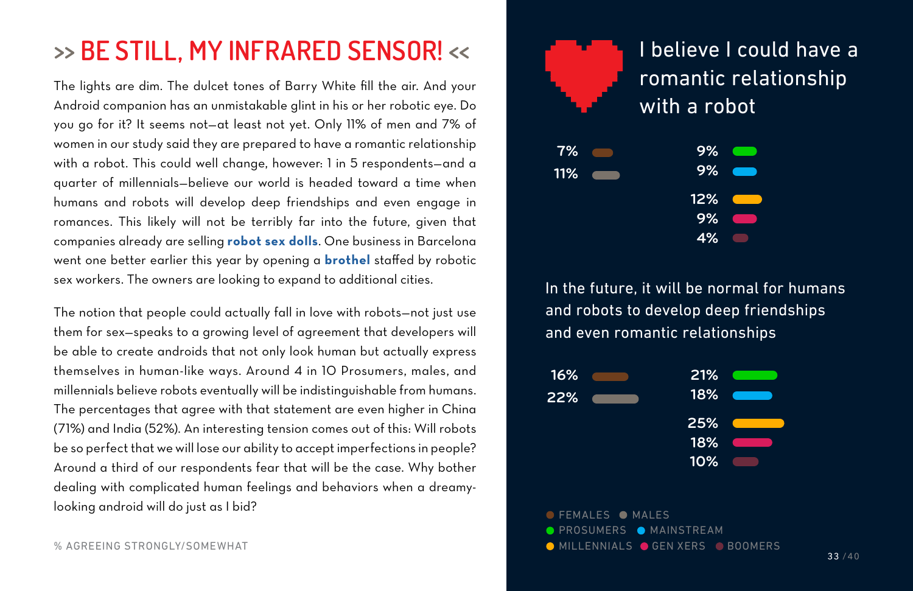# >> BE STILL, MY INFRARED SENSOR! <<

The lights are dim. The dulcet tones of Barry White fill the air. And your Android companion has an unmistakable glint in his or her robotic eye. Do you go for it? It seems not—at least not yet. Only 11% of men and 7% of women in our study said they are prepared to have a romantic relationship with a robot. This could well change, however: 1 in 5 respondents—and a quarter of millennials—believe our world is headed toward a time when humans and robots will develop deep friendships and even engage in romances. This likely will not be terribly far into the future, given that companies already are selling **robot sex dolls**. One business in Barcelona went one better earlier this year by opening a **brothel** staffed by robotic sex workers. The owners are looking to expand to additional cities.

The notion that people could actually fall in love with robots—not just use them for sex—speaks to a growing level of agreement that developers will be able to create androids that not only look human but actually express themselves in human-like ways. Around 4 in 10 Prosumers, males, and millennials believe robots eventually will be indistinguishable from humans. The percentages that agree with that statement are even higher in China (71%) and India (52%). An interesting tension comes out of this: Will robots be so perfect that we will lose our ability to accept imperfections in people? Around a third of our respondents fear that will be the case. Why bother dealing with complicated human feelings and behaviors when a dreamy-looking android will do just as I bid?

% AGREEING STRONGLY/SOMEWHAT

## I believe I could have a romantic relationship with a robot

| Group | % |
| --- | --- |
| Females | 7% |
| Males | 11% |
| Prosumers | 9% |
| Mainstream | 9% |
| Millennials | 12% |
| Gen Xers | 9% |
| Boomers | 4% |

## In the future, it will be normal for humans and robots to develop deep friendships and even romantic relationships

| Group | % |
| --- | --- |
| Females | 16% |
| Males | 22% |
| Prosumers | 21% |
| Mainstream | 18% |
| Millennials | 25% |
| Gen Xers | 18% |
| Boomers | 10% |

FEMALES · MALES
PROSUMERS · MAINSTREAM
MILLENNIALS · GEN XERS · BOOMERS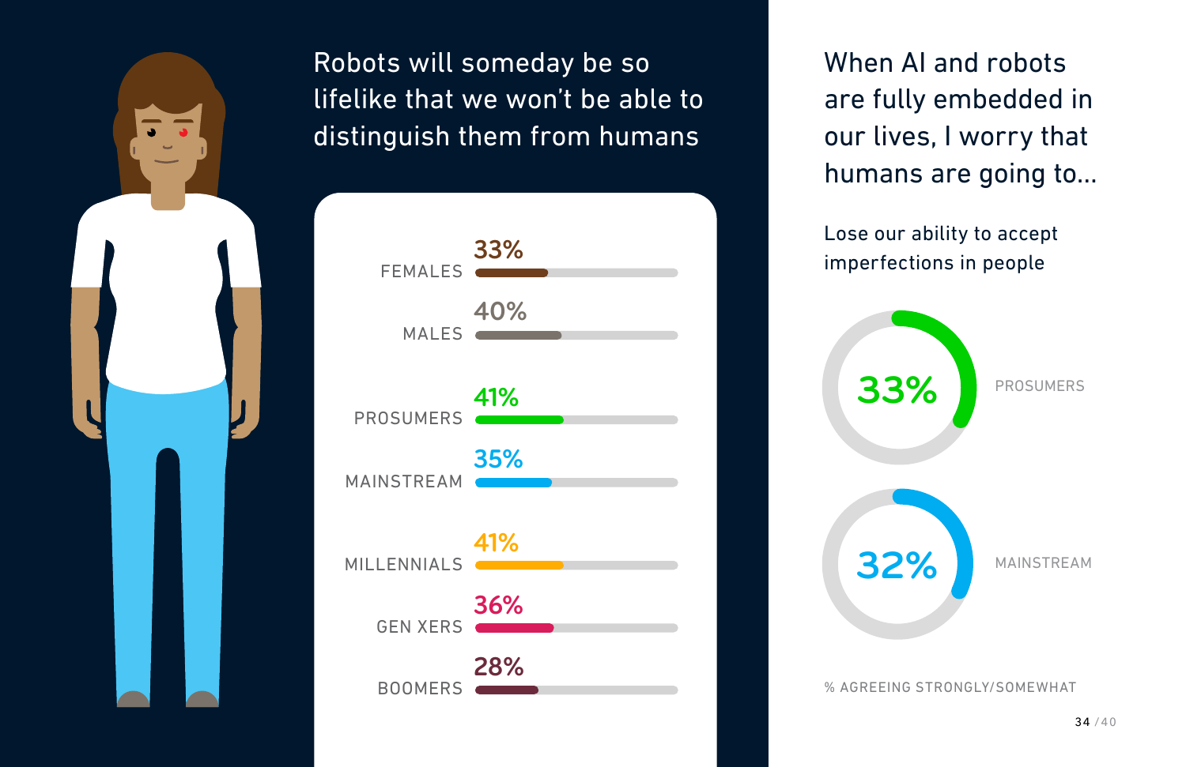## Robots will someday be so lifelike that we won't be able to distinguish them from humans

| Group | % |
|---|---|
| FEMALES | 33% |
| MALES | 40% |
| PROSUMERS | 41% |
| MAINSTREAM | 35% |
| MILLENNIALS | 41% |
| GEN XERS | 36% |
| BOOMERS | 28% |

## When AI and robots are fully embedded in our lives, I worry that humans are going to...

Lose our ability to accept imperfections in people

| Group | % |
|---|---|
| PROSUMERS | 33% |
| MAINSTREAM | 32% |

% AGREEING STRONGLY/SOMEWHAT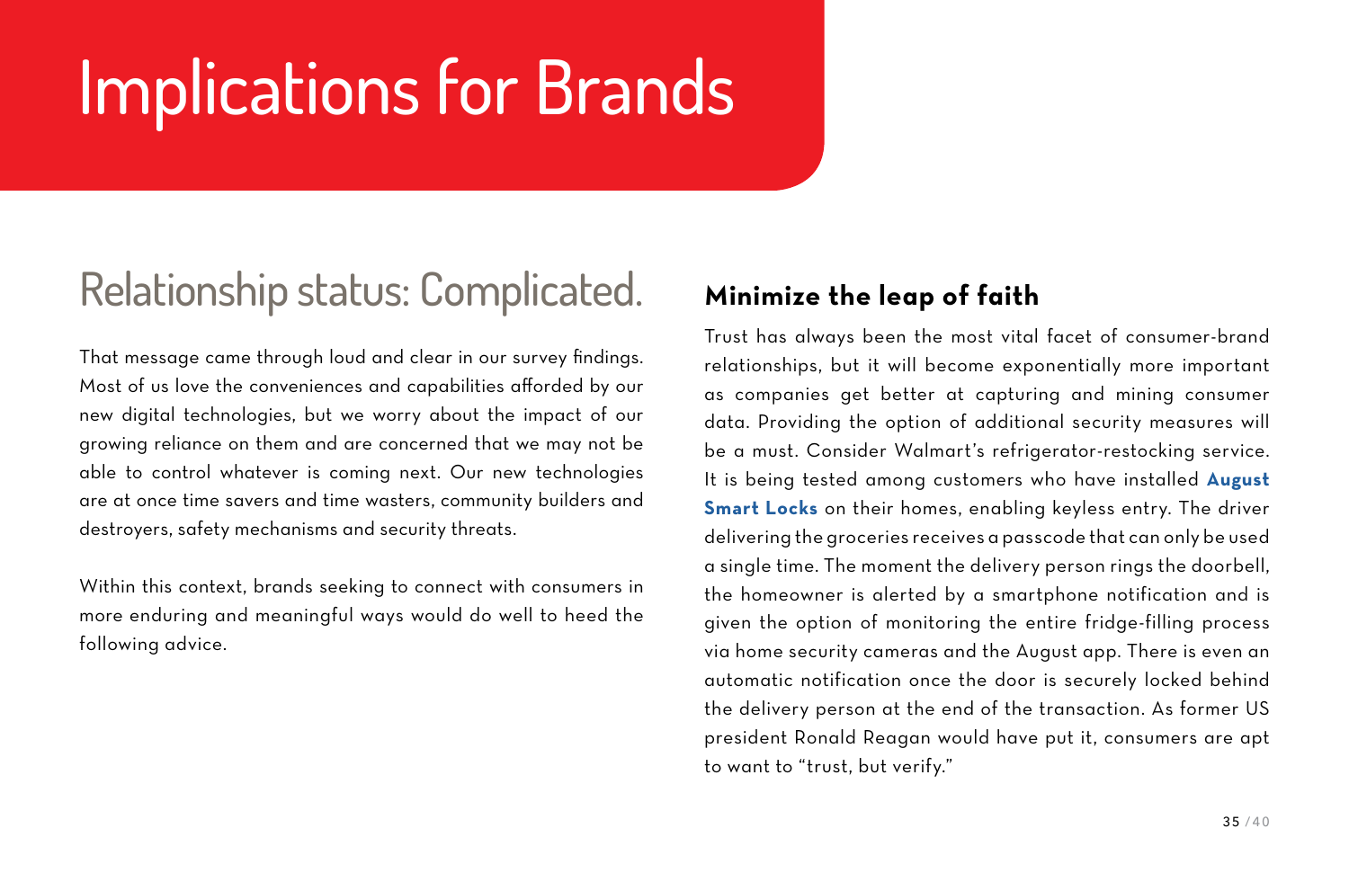# Implications for Brands

## Relationship status: Complicated.

That message came through loud and clear in our survey findings. Most of us love the conveniences and capabilities afforded by our new digital technologies, but we worry about the impact of our growing reliance on them and are concerned that we may not be able to control whatever is coming next. Our new technologies are at once time savers and time wasters, community builders and destroyers, safety mechanisms and security threats.

Within this context, brands seeking to connect with consumers in more enduring and meaningful ways would do well to heed the following advice.

### Minimize the leap of faith

Trust has always been the most vital facet of consumer-brand relationships, but it will become exponentially more important as companies get better at capturing and mining consumer data. Providing the option of additional security measures will be a must. Consider Walmart's refrigerator-restocking service. It is being tested among customers who have installed **August Smart Locks** on their homes, enabling keyless entry. The driver delivering the groceries receives a passcode that can only be used a single time. The moment the delivery person rings the doorbell, the homeowner is alerted by a smartphone notification and is given the option of monitoring the entire fridge-filling process via home security cameras and the August app. There is even an automatic notification once the door is securely locked behind the delivery person at the end of the transaction. As former US president Ronald Reagan would have put it, consumers are apt to want to "trust, but verify."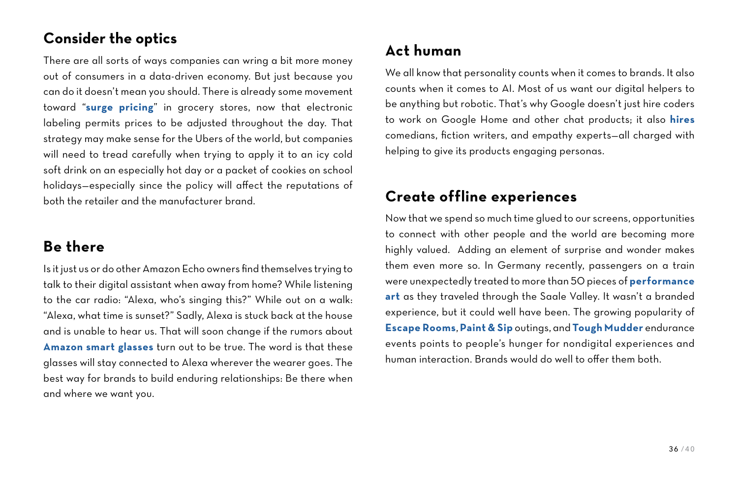## Consider the optics

There are all sorts of ways companies can wring a bit more money out of consumers in a data-driven economy. But just because you can do it doesn't mean you should. There is already some movement toward "**surge pricing**" in grocery stores, now that electronic labeling permits prices to be adjusted throughout the day. That strategy may make sense for the Ubers of the world, but companies will need to tread carefully when trying to apply it to an icy cold soft drink on an especially hot day or a packet of cookies on school holidays—especially since the policy will affect the reputations of both the retailer and the manufacturer brand.

## Be there

Is it just us or do other Amazon Echo owners find themselves trying to talk to their digital assistant when away from home? While listening to the car radio: "Alexa, who's singing this?" While out on a walk: "Alexa, what time is sunset?" Sadly, Alexa is stuck back at the house and is unable to hear us. That will soon change if the rumors about **Amazon smart glasses** turn out to be true. The word is that these glasses will stay connected to Alexa wherever the wearer goes. The best way for brands to build enduring relationships: Be there when and where we want you.

## Act human

We all know that personality counts when it comes to brands. It also counts when it comes to AI. Most of us want our digital helpers to be anything but robotic. That's why Google doesn't just hire coders to work on Google Home and other chat products; it also **hires** comedians, fiction writers, and empathy experts—all charged with helping to give its products engaging personas.

## Create offline experiences

Now that we spend so much time glued to our screens, opportunities to connect with other people and the world are becoming more highly valued. Adding an element of surprise and wonder makes them even more so. In Germany recently, passengers on a train were unexpectedly treated to more than 50 pieces of **performance art** as they traveled through the Saale Valley. It wasn't a branded experience, but it could well have been. The growing popularity of **Escape Rooms**, **Paint & Sip** outings, and **Tough Mudder** endurance events points to people's hunger for nondigital experiences and human interaction. Brands would do well to offer them both.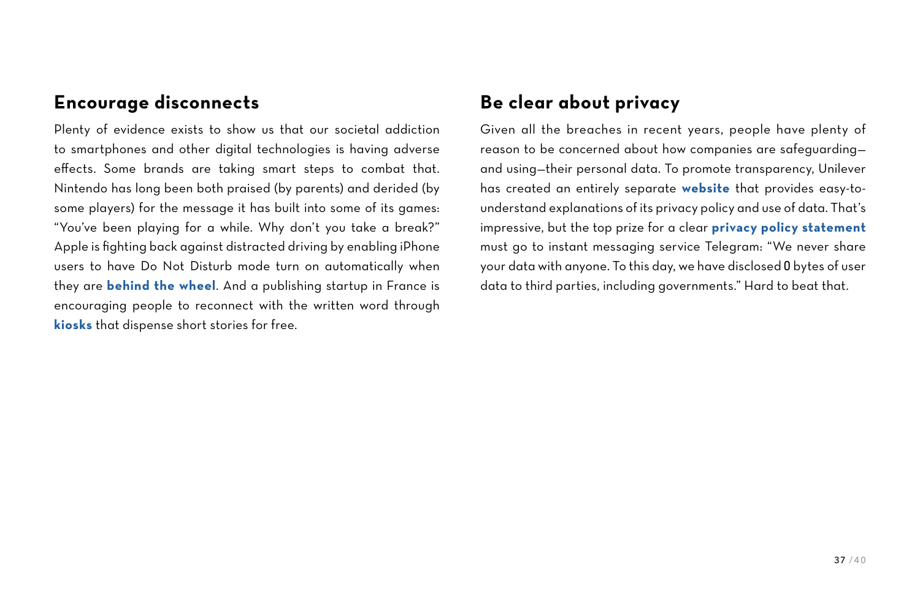## Encourage disconnects

Plenty of evidence exists to show us that our societal addiction to smartphones and other digital technologies is having adverse effects. Some brands are taking smart steps to combat that. Nintendo has long been both praised (by parents) and derided (by some players) for the message it has built into some of its games: "You've been playing for a while. Why don't you take a break?" Apple is fighting back against distracted driving by enabling iPhone users to have Do Not Disturb mode turn on automatically when they are **behind the wheel**. And a publishing startup in France is encouraging people to reconnect with the written word through **kiosks** that dispense short stories for free.

## Be clear about privacy

Given all the breaches in recent years, people have plenty of reason to be concerned about how companies are safeguarding—and using—their personal data. To promote transparency, Unilever has created an entirely separate **website** that provides easy-to-understand explanations of its privacy policy and use of data. That's impressive, but the top prize for a clear **privacy policy statement** must go to instant messaging service Telegram: "We never share your data with anyone. To this day, we have disclosed 0 bytes of user data to third parties, including governments." Hard to beat that.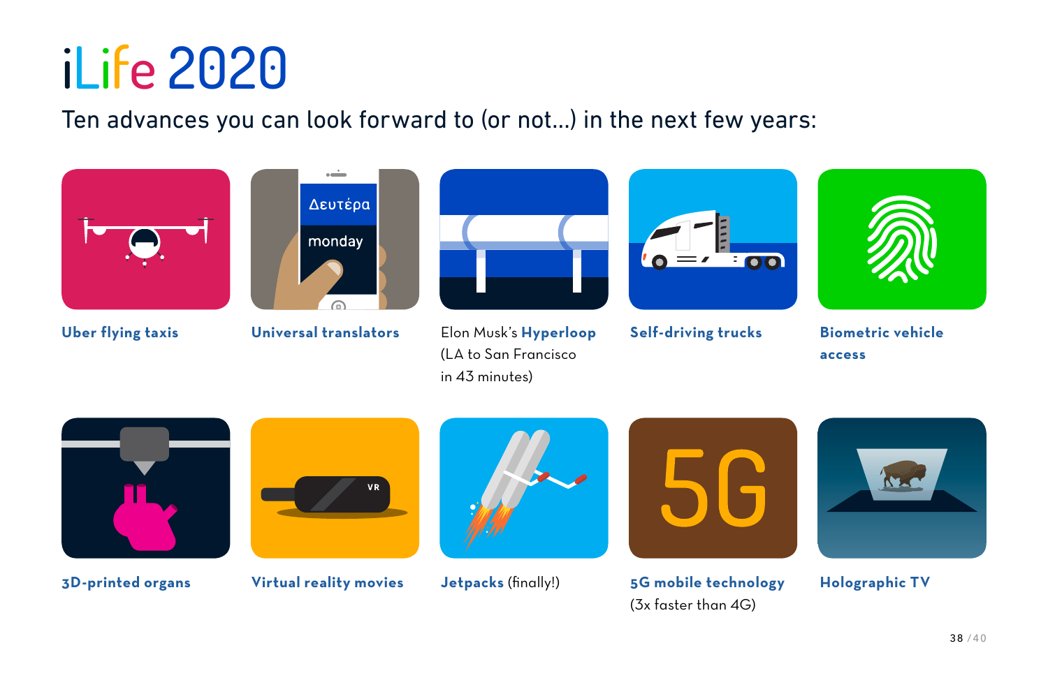# iLife 2020

Ten advances you can look forward to (or not…) in the next few years:

- **Uber flying taxis**
- **Universal translators**
- Elon Musk's **Hyperloop** (LA to San Francisco in 43 minutes)
- **Self-driving trucks**
- **Biometric vehicle access**
- **3D-printed organs**
- **Virtual reality movies**
- **Jetpacks** (finally!)
- **5G mobile technology** (3x faster than 4G)
- **Holographic TV**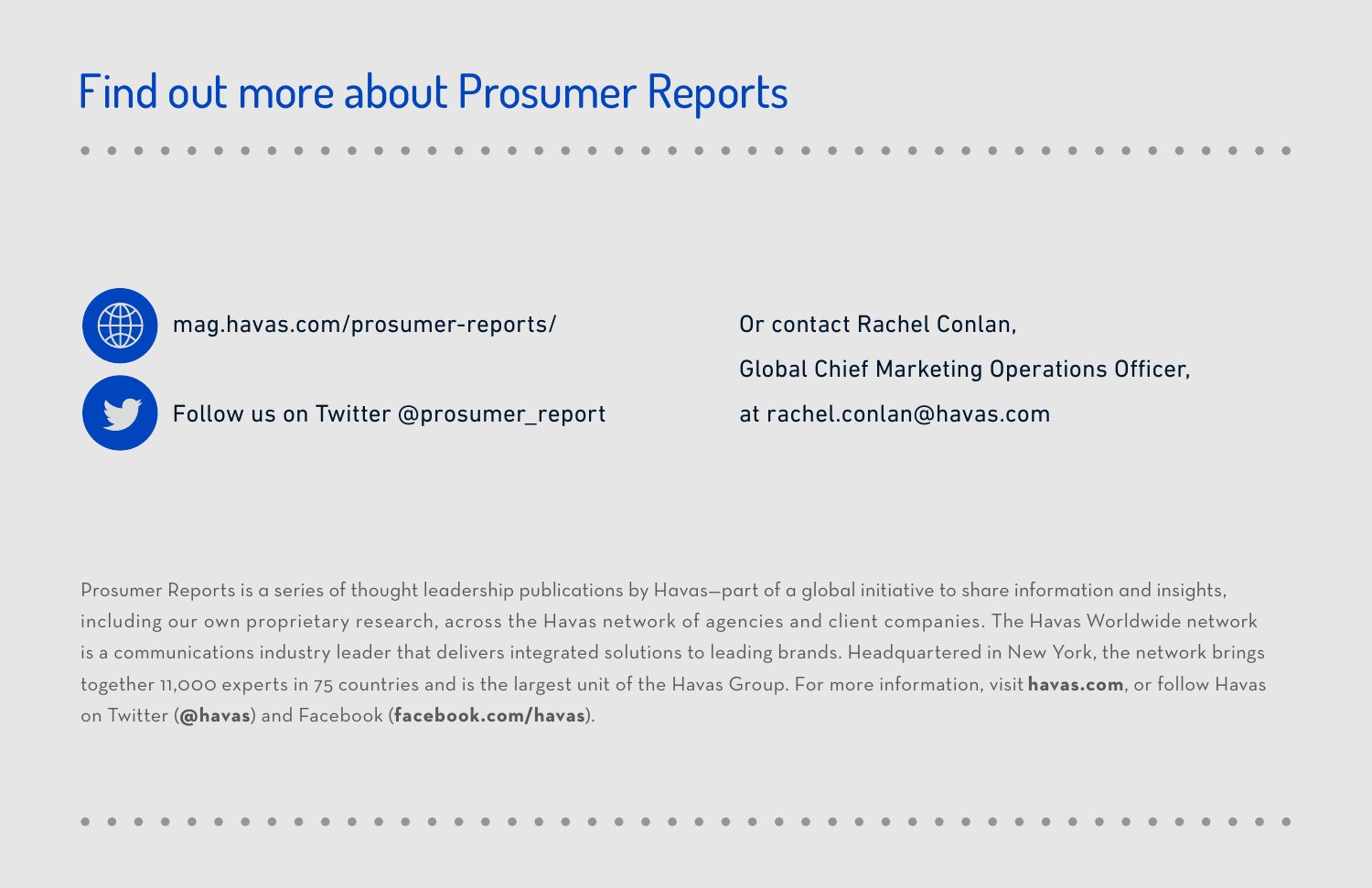# Find out more about Prosumer Reports

mag.havas.com/prosumer-reports/

Follow us on Twitter @prosumer_report

Or contact Rachel Conlan,
Global Chief Marketing Operations Officer,
at rachel.conlan@havas.com

Prosumer Reports is a series of thought leadership publications by Havas—part of a global initiative to share information and insights, including our own proprietary research, across the Havas network of agencies and client companies. The Havas Worldwide network is a communications industry leader that delivers integrated solutions to leading brands. Headquartered in New York, the network brings together 11,000 experts in 75 countries and is the largest unit of the Havas Group. For more information, visit **havas.com**, or follow Havas on Twitter (**@havas**) and Facebook (**facebook.com/havas**).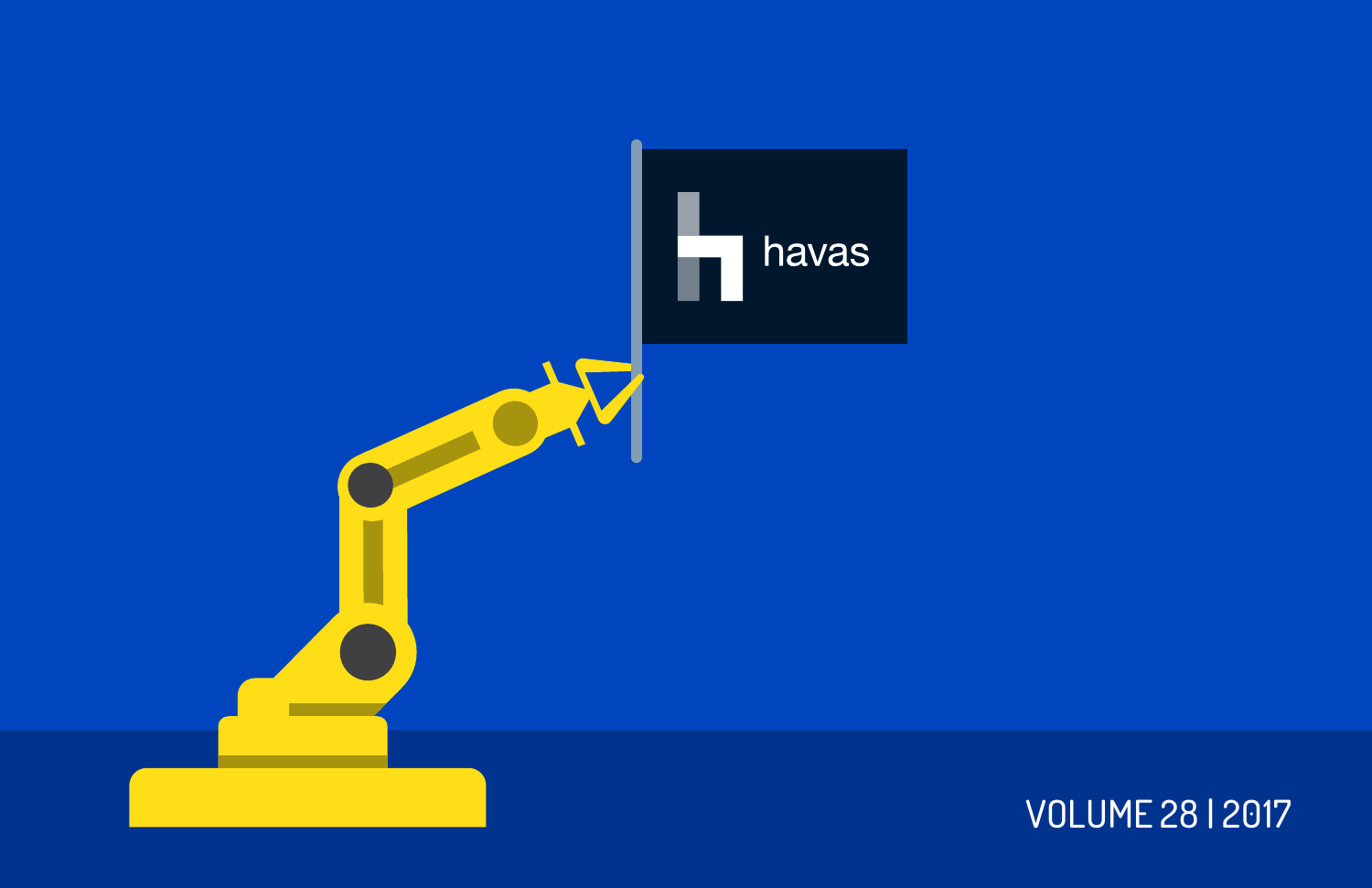havas

VOLUME 28 | 2017